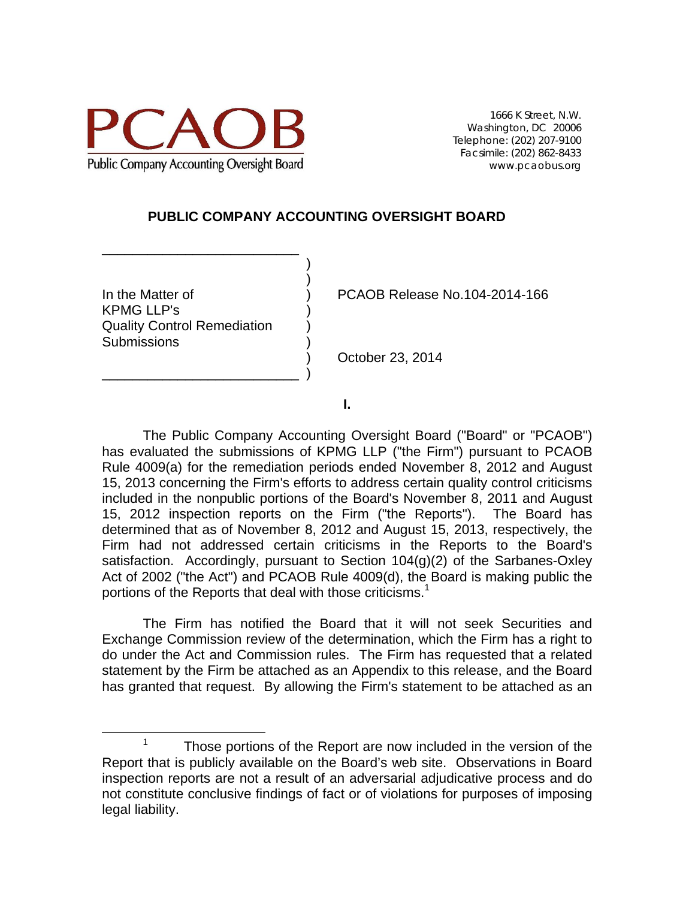PCAOB

Public Company Accounting Oversight Board

1666 K Street, N.W.
Washington, DC 20006
Telephone: (202) 207-9100
Facsimile: (202) 862-8433
www.pcaobus.org

**PUBLIC COMPANY ACCOUNTING OVERSIGHT BOARD**

| | |
|---|---|
| In the Matter of KPMG LLP's Quality Control Remediation Submissions | PCAOB Release No.104-2014-166 |
| | October 23, 2014 |

**I.**

The Public Company Accounting Oversight Board ("Board" or "PCAOB") has evaluated the submissions of KPMG LLP ("the Firm") pursuant to PCAOB Rule 4009(a) for the remediation periods ended November 8, 2012 and August 15, 2013 concerning the Firm's efforts to address certain quality control criticisms included in the nonpublic portions of the Board's November 8, 2011 and August 15, 2012 inspection reports on the Firm ("the Reports"). The Board has determined that as of November 8, 2012 and August 15, 2013, respectively, the Firm had not addressed certain criticisms in the Reports to the Board's satisfaction. Accordingly, pursuant to Section 104(g)(2) of the Sarbanes-Oxley Act of 2002 ("the Act") and PCAOB Rule 4009(d), the Board is making public the portions of the Reports that deal with those criticisms.[1]

The Firm has notified the Board that it will not seek Securities and Exchange Commission review of the determination, which the Firm has a right to do under the Act and Commission rules. The Firm has requested that a related statement by the Firm be attached as an Appendix to this release, and the Board has granted that request. By allowing the Firm's statement to be attached as an

[1] Those portions of the Report are now included in the version of the Report that is publicly available on the Board's web site. Observations in Board inspection reports are not a result of an adversarial adjudicative process and do not constitute conclusive findings of fact or of violations for purposes of imposing legal liability.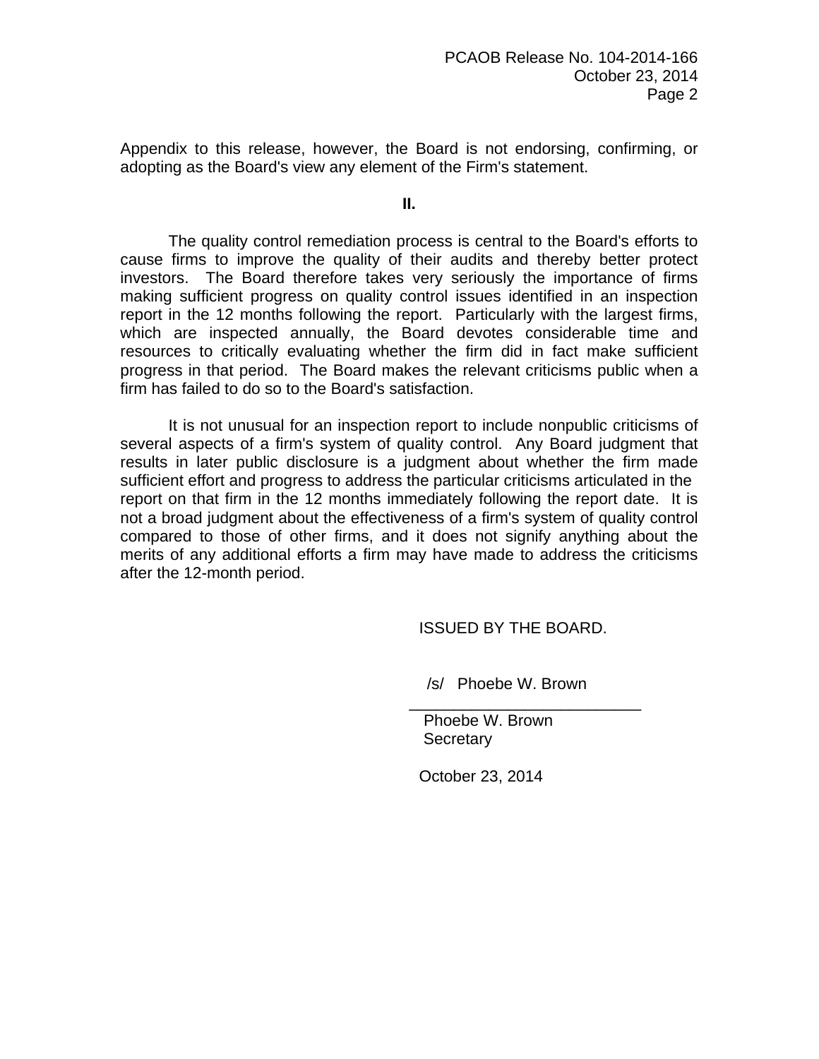Appendix to this release, however, the Board is not endorsing, confirming, or adopting as the Board's view any element of the Firm's statement.

**II.**

The quality control remediation process is central to the Board's efforts to cause firms to improve the quality of their audits and thereby better protect investors. The Board therefore takes very seriously the importance of firms making sufficient progress on quality control issues identified in an inspection report in the 12 months following the report. Particularly with the largest firms, which are inspected annually, the Board devotes considerable time and resources to critically evaluating whether the firm did in fact make sufficient progress in that period. The Board makes the relevant criticisms public when a firm has failed to do so to the Board's satisfaction.

It is not unusual for an inspection report to include nonpublic criticisms of several aspects of a firm's system of quality control. Any Board judgment that results in later public disclosure is a judgment about whether the firm made sufficient effort and progress to address the particular criticisms articulated in the report on that firm in the 12 months immediately following the report date. It is not a broad judgment about the effectiveness of a firm's system of quality control compared to those of other firms, and it does not signify anything about the merits of any additional efforts a firm may have made to address the criticisms after the 12-month period.

ISSUED BY THE BOARD.

/s/ Phoebe W. Brown

\_\_\_\_\_\_\_\_\_\_\_\_\_\_\_\_\_\_\_\_\_\_\_\_\_\_

Phoebe W. Brown
Secretary

October 23, 2014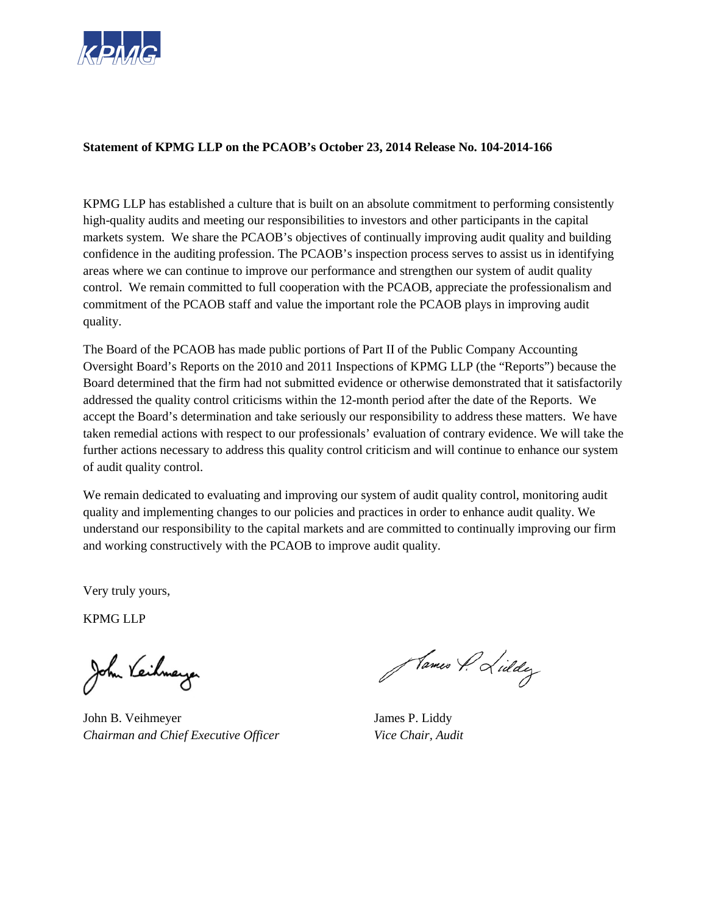KPMG

**Statement of KPMG LLP on the PCAOB's October 23, 2014 Release No. 104-2014-166**

KPMG LLP has established a culture that is built on an absolute commitment to performing consistently high-quality audits and meeting our responsibilities to investors and other participants in the capital markets system. We share the PCAOB's objectives of continually improving audit quality and building confidence in the auditing profession. The PCAOB's inspection process serves to assist us in identifying areas where we can continue to improve our performance and strengthen our system of audit quality control. We remain committed to full cooperation with the PCAOB, appreciate the professionalism and commitment of the PCAOB staff and value the important role the PCAOB plays in improving audit quality.

The Board of the PCAOB has made public portions of Part II of the Public Company Accounting Oversight Board's Reports on the 2010 and 2011 Inspections of KPMG LLP (the "Reports") because the Board determined that the firm had not submitted evidence or otherwise demonstrated that it satisfactorily addressed the quality control criticisms within the 12-month period after the date of the Reports. We accept the Board's determination and take seriously our responsibility to address these matters. We have taken remedial actions with respect to our professionals' evaluation of contrary evidence. We will take the further actions necessary to address this quality control criticism and will continue to enhance our system of audit quality control.

We remain dedicated to evaluating and improving our system of audit quality control, monitoring audit quality and implementing changes to our policies and practices in order to enhance audit quality. We understand our responsibility to the capital markets and are committed to continually improving our firm and working constructively with the PCAOB to improve audit quality.

Very truly yours,

KPMG LLP

John B. Veihmeyer
*Chairman and Chief Executive Officer*

James P. Liddy
*Vice Chair, Audit*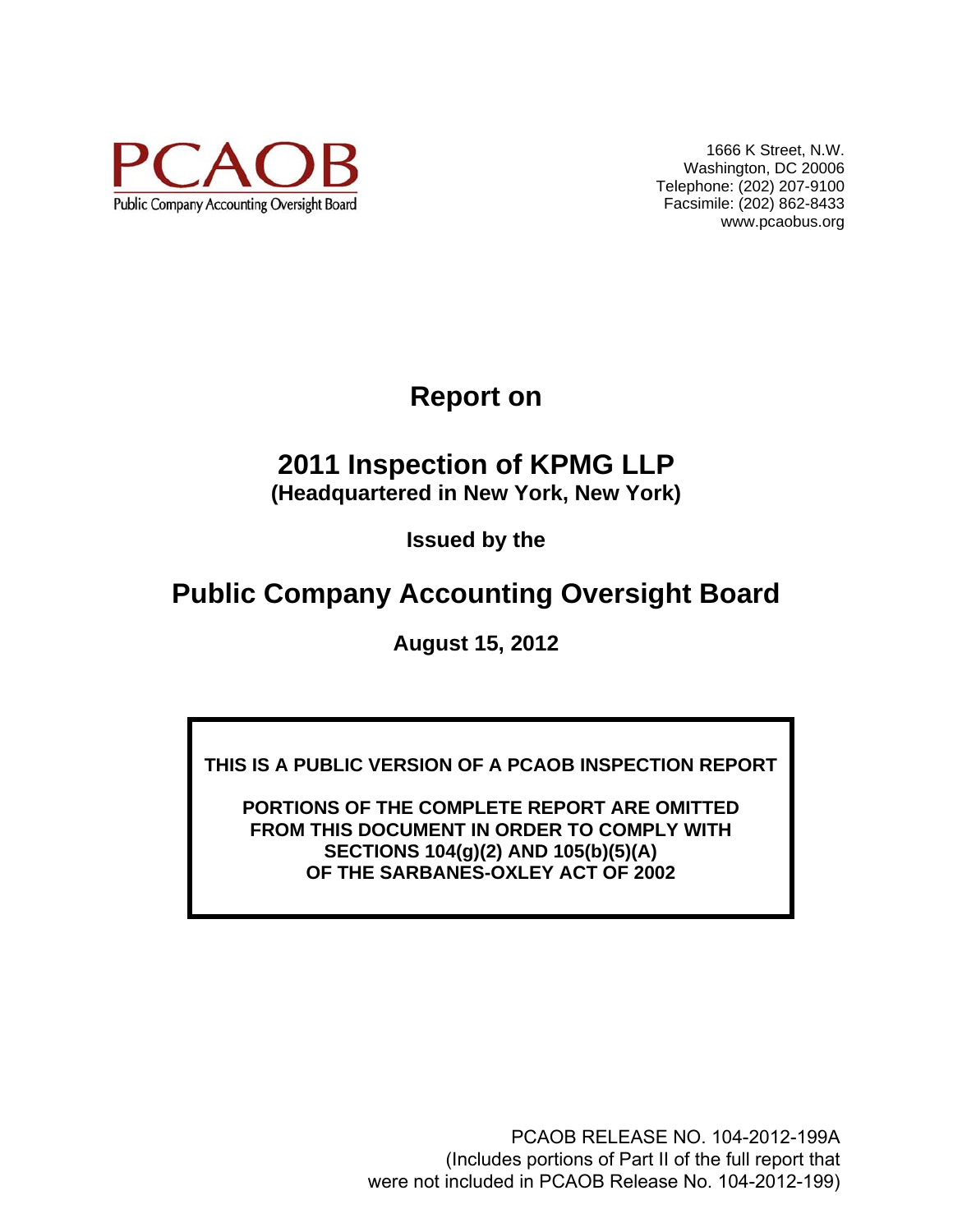PCAOB

Public Company Accounting Oversight Board

1666 K Street, N.W.
Washington, DC 20006
Telephone: (202) 207-9100
Facsimile: (202) 862-8433
www.pcaobus.org

# Report on

# 2011 Inspection of KPMG LLP

**(Headquartered in New York, New York)**

**Issued by the**

# Public Company Accounting Oversight Board

**August 15, 2012**

**THIS IS A PUBLIC VERSION OF A PCAOB INSPECTION REPORT**

**PORTIONS OF THE COMPLETE REPORT ARE OMITTED FROM THIS DOCUMENT IN ORDER TO COMPLY WITH SECTIONS 104(g)(2) AND 105(b)(5)(A) OF THE SARBANES-OXLEY ACT OF 2002**

PCAOB RELEASE NO. 104-2012-199A
(Includes portions of Part II of the full report that were not included in PCAOB Release No. 104-2012-199)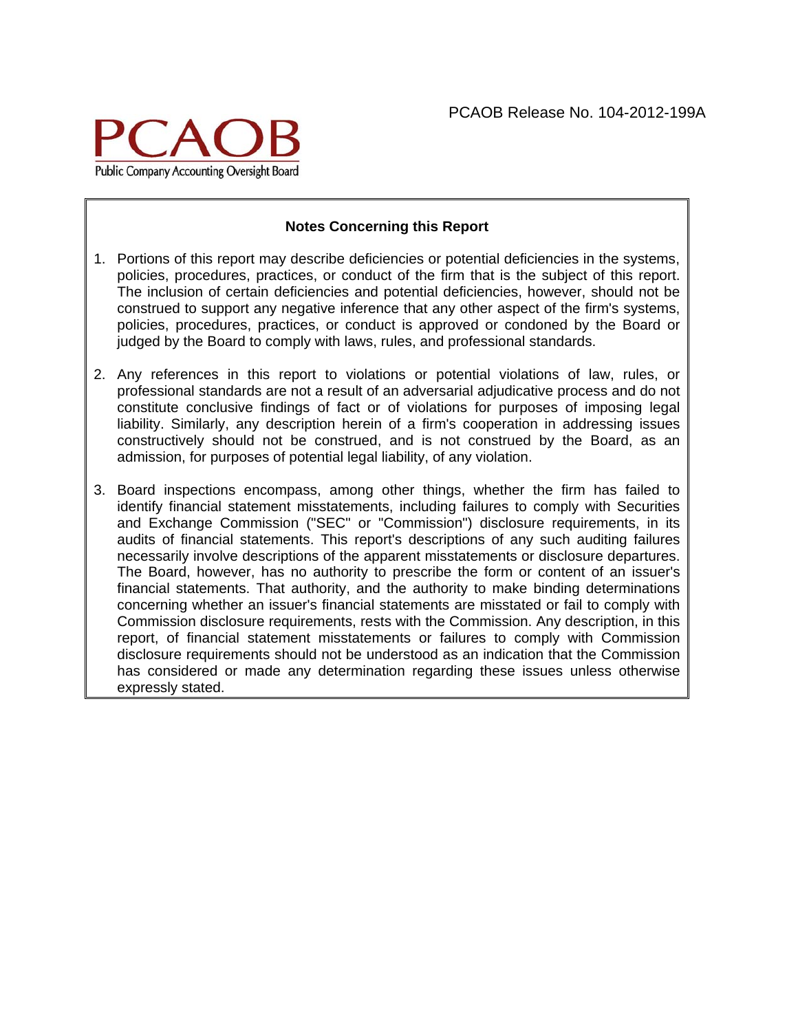PCAOB Release No. 104-2012-199A

PCAOB

Public Company Accounting Oversight Board

**Notes Concerning this Report**

1. Portions of this report may describe deficiencies or potential deficiencies in the systems, policies, procedures, practices, or conduct of the firm that is the subject of this report. The inclusion of certain deficiencies and potential deficiencies, however, should not be construed to support any negative inference that any other aspect of the firm's systems, policies, procedures, practices, or conduct is approved or condoned by the Board or judged by the Board to comply with laws, rules, and professional standards.

2. Any references in this report to violations or potential violations of law, rules, or professional standards are not a result of an adversarial adjudicative process and do not constitute conclusive findings of fact or of violations for purposes of imposing legal liability. Similarly, any description herein of a firm's cooperation in addressing issues constructively should not be construed, and is not construed by the Board, as an admission, for purposes of potential legal liability, of any violation.

3. Board inspections encompass, among other things, whether the firm has failed to identify financial statement misstatements, including failures to comply with Securities and Exchange Commission ("SEC" or "Commission") disclosure requirements, in its audits of financial statements. This report's descriptions of any such auditing failures necessarily involve descriptions of the apparent misstatements or disclosure departures. The Board, however, has no authority to prescribe the form or content of an issuer's financial statements. That authority, and the authority to make binding determinations concerning whether an issuer's financial statements are misstated or fail to comply with Commission disclosure requirements, rests with the Commission. Any description, in this report, of financial statement misstatements or failures to comply with Commission disclosure requirements should not be understood as an indication that the Commission has considered or made any determination regarding these issues unless otherwise expressly stated.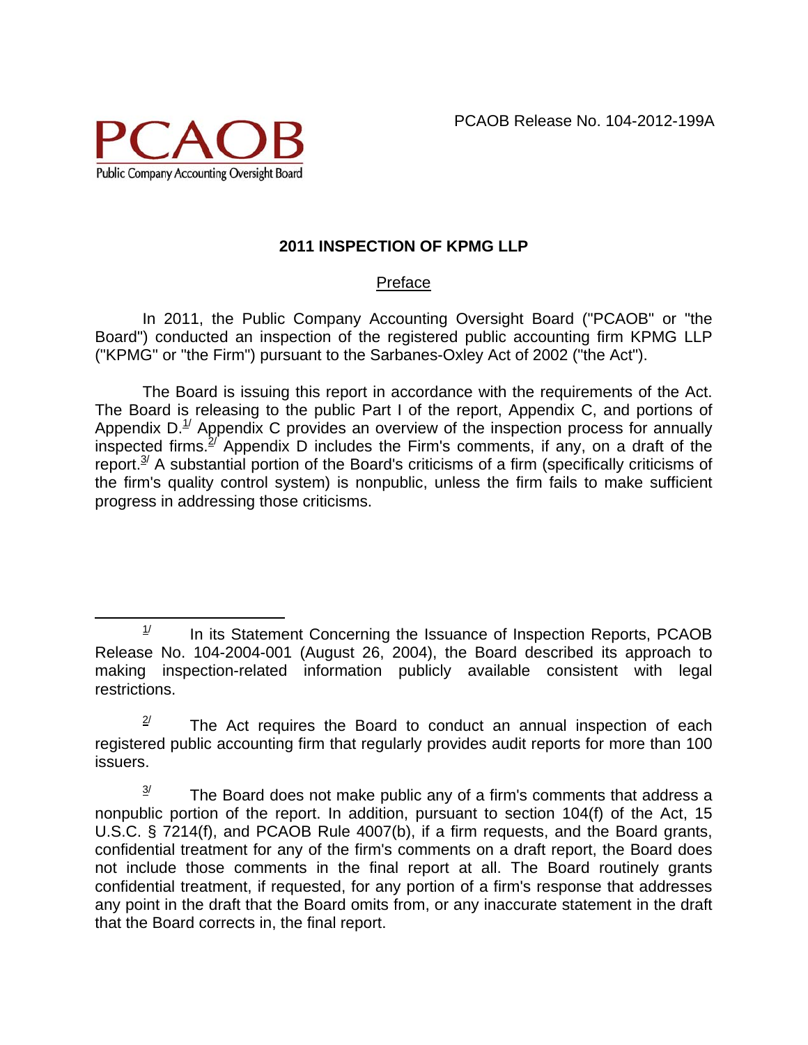PCAOB Release No. 104-2012-199A

PCAOB
Public Company Accounting Oversight Board

## 2011 INSPECTION OF KPMG LLP

### Preface

In 2011, the Public Company Accounting Oversight Board ("PCAOB" or "the Board") conducted an inspection of the registered public accounting firm KPMG LLP ("KPMG" or "the Firm") pursuant to the Sarbanes-Oxley Act of 2002 ("the Act").

The Board is issuing this report in accordance with the requirements of the Act. The Board is releasing to the public Part I of the report, Appendix C, and portions of Appendix D.[1] Appendix C provides an overview of the inspection process for annually inspected firms.[2] Appendix D includes the Firm's comments, if any, on a draft of the report.[3] A substantial portion of the Board's criticisms of a firm (specifically criticisms of the firm's quality control system) is nonpublic, unless the firm fails to make sufficient progress in addressing those criticisms.

---

[1] In its Statement Concerning the Issuance of Inspection Reports, PCAOB Release No. 104-2004-001 (August 26, 2004), the Board described its approach to making inspection-related information publicly available consistent with legal restrictions.

[2] The Act requires the Board to conduct an annual inspection of each registered public accounting firm that regularly provides audit reports for more than 100 issuers.

[3] The Board does not make public any of a firm's comments that address a nonpublic portion of the report. In addition, pursuant to section 104(f) of the Act, 15 U.S.C. § 7214(f), and PCAOB Rule 4007(b), if a firm requests, and the Board grants, confidential treatment for any of the firm's comments on a draft report, the Board does not include those comments in the final report at all. The Board routinely grants confidential treatment, if requested, for any portion of a firm's response that addresses any point in the draft that the Board omits from, or any inaccurate statement in the draft that the Board corrects in, the final report.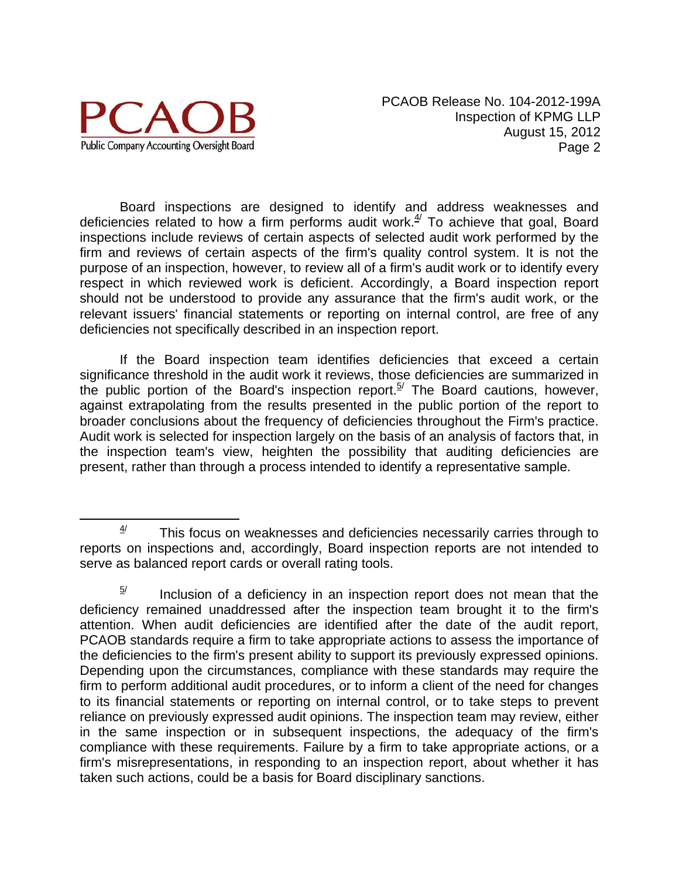Board inspections are designed to identify and address weaknesses and deficiencies related to how a firm performs audit work.[4] To achieve that goal, Board inspections include reviews of certain aspects of selected audit work performed by the firm and reviews of certain aspects of the firm's quality control system. It is not the purpose of an inspection, however, to review all of a firm's audit work or to identify every respect in which reviewed work is deficient. Accordingly, a Board inspection report should not be understood to provide any assurance that the firm's audit work, or the relevant issuers' financial statements or reporting on internal control, are free of any deficiencies not specifically described in an inspection report.

If the Board inspection team identifies deficiencies that exceed a certain significance threshold in the audit work it reviews, those deficiencies are summarized in the public portion of the Board's inspection report.[5] The Board cautions, however, against extrapolating from the results presented in the public portion of the report to broader conclusions about the frequency of deficiencies throughout the Firm's practice. Audit work is selected for inspection largely on the basis of an analysis of factors that, in the inspection team's view, heighten the possibility that auditing deficiencies are present, rather than through a process intended to identify a representative sample.

---

[4] This focus on weaknesses and deficiencies necessarily carries through to reports on inspections and, accordingly, Board inspection reports are not intended to serve as balanced report cards or overall rating tools.

[5] Inclusion of a deficiency in an inspection report does not mean that the deficiency remained unaddressed after the inspection team brought it to the firm's attention. When audit deficiencies are identified after the date of the audit report, PCAOB standards require a firm to take appropriate actions to assess the importance of the deficiencies to the firm's present ability to support its previously expressed opinions. Depending upon the circumstances, compliance with these standards may require the firm to perform additional audit procedures, or to inform a client of the need for changes to its financial statements or reporting on internal control, or to take steps to prevent reliance on previously expressed audit opinions. The inspection team may review, either in the same inspection or in subsequent inspections, the adequacy of the firm's compliance with these requirements. Failure by a firm to take appropriate actions, or a firm's misrepresentations, in responding to an inspection report, about whether it has taken such actions, could be a basis for Board disciplinary sanctions.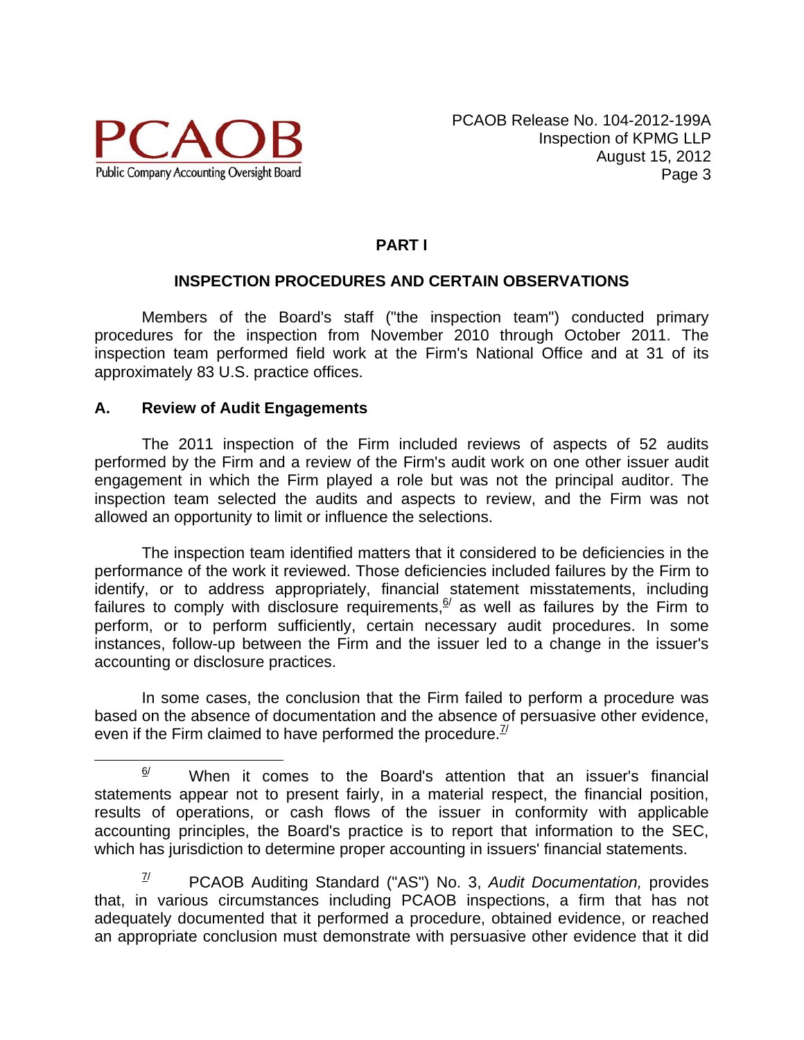## PART I

### INSPECTION PROCEDURES AND CERTAIN OBSERVATIONS

Members of the Board's staff ("the inspection team") conducted primary procedures for the inspection from November 2010 through October 2011. The inspection team performed field work at the Firm's National Office and at 31 of its approximately 83 U.S. practice offices.

### A. Review of Audit Engagements

The 2011 inspection of the Firm included reviews of aspects of 52 audits performed by the Firm and a review of the Firm's audit work on one other issuer audit engagement in which the Firm played a role but was not the principal auditor. The inspection team selected the audits and aspects to review, and the Firm was not allowed an opportunity to limit or influence the selections.

The inspection team identified matters that it considered to be deficiencies in the performance of the work it reviewed. Those deficiencies included failures by the Firm to identify, or to address appropriately, financial statement misstatements, including failures to comply with disclosure requirements,[6/] as well as failures by the Firm to perform, or to perform sufficiently, certain necessary audit procedures. In some instances, follow-up between the Firm and the issuer led to a change in the issuer's accounting or disclosure practices.

In some cases, the conclusion that the Firm failed to perform a procedure was based on the absence of documentation and the absence of persuasive other evidence, even if the Firm claimed to have performed the procedure.[7/]

---

[6/] When it comes to the Board's attention that an issuer's financial statements appear not to present fairly, in a material respect, the financial position, results of operations, or cash flows of the issuer in conformity with applicable accounting principles, the Board's practice is to report that information to the SEC, which has jurisdiction to determine proper accounting in issuers' financial statements.

[7/] PCAOB Auditing Standard ("AS") No. 3, *Audit Documentation,* provides that, in various circumstances including PCAOB inspections, a firm that has not adequately documented that it performed a procedure, obtained evidence, or reached an appropriate conclusion must demonstrate with persuasive other evidence that it did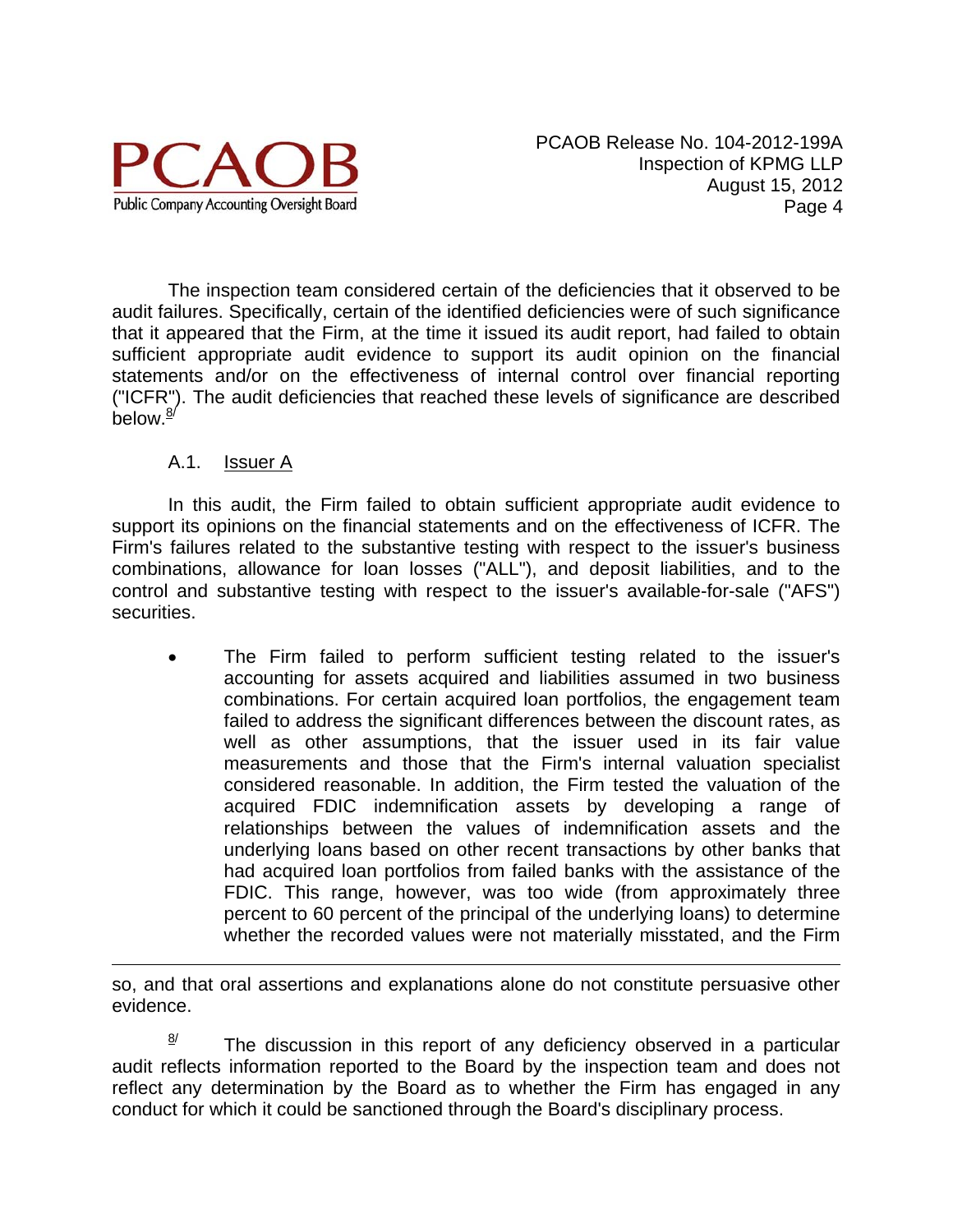The inspection team considered certain of the deficiencies that it observed to be audit failures. Specifically, certain of the identified deficiencies were of such significance that it appeared that the Firm, at the time it issued its audit report, had failed to obtain sufficient appropriate audit evidence to support its audit opinion on the financial statements and/or on the effectiveness of internal control over financial reporting ("ICFR"). The audit deficiencies that reached these levels of significance are described below.[8]

A.1. Issuer A

In this audit, the Firm failed to obtain sufficient appropriate audit evidence to support its opinions on the financial statements and on the effectiveness of ICFR. The Firm's failures related to the substantive testing with respect to the issuer's business combinations, allowance for loan losses ("ALL"), and deposit liabilities, and to the control and substantive testing with respect to the issuer's available-for-sale ("AFS") securities.

- The Firm failed to perform sufficient testing related to the issuer's accounting for assets acquired and liabilities assumed in two business combinations. For certain acquired loan portfolios, the engagement team failed to address the significant differences between the discount rates, as well as other assumptions, that the issuer used in its fair value measurements and those that the Firm's internal valuation specialist considered reasonable. In addition, the Firm tested the valuation of the acquired FDIC indemnification assets by developing a range of relationships between the values of indemnification assets and the underlying loans based on other recent transactions by other banks that had acquired loan portfolios from failed banks with the assistance of the FDIC. This range, however, was too wide (from approximately three percent to 60 percent of the principal of the underlying loans) to determine whether the recorded values were not materially misstated, and the Firm

---

so, and that oral assertions and explanations alone do not constitute persuasive other evidence.

[8] The discussion in this report of any deficiency observed in a particular audit reflects information reported to the Board by the inspection team and does not reflect any determination by the Board as to whether the Firm has engaged in any conduct for which it could be sanctioned through the Board's disciplinary process.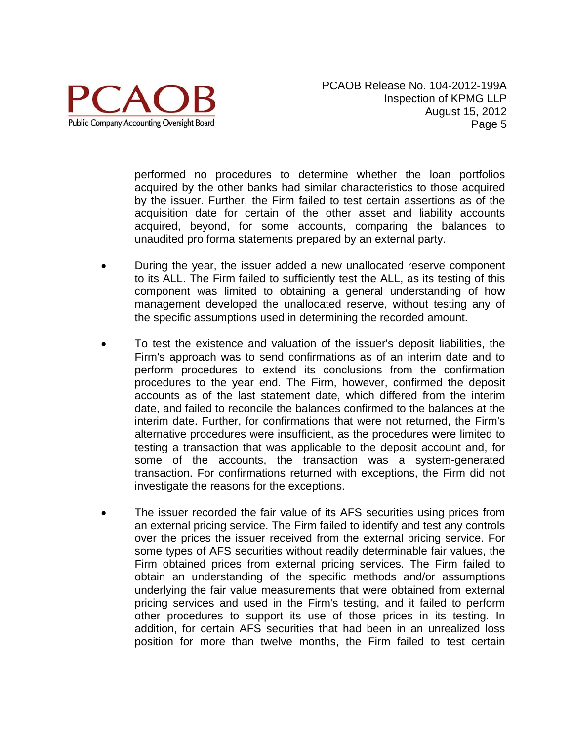performed no procedures to determine whether the loan portfolios acquired by the other banks had similar characteristics to those acquired by the issuer. Further, the Firm failed to test certain assertions as of the acquisition date for certain of the other asset and liability accounts acquired, beyond, for some accounts, comparing the balances to unaudited pro forma statements prepared by an external party.

- During the year, the issuer added a new unallocated reserve component to its ALL. The Firm failed to sufficiently test the ALL, as its testing of this component was limited to obtaining a general understanding of how management developed the unallocated reserve, without testing any of the specific assumptions used in determining the recorded amount.

- To test the existence and valuation of the issuer's deposit liabilities, the Firm's approach was to send confirmations as of an interim date and to perform procedures to extend its conclusions from the confirmation procedures to the year end. The Firm, however, confirmed the deposit accounts as of the last statement date, which differed from the interim date, and failed to reconcile the balances confirmed to the balances at the interim date. Further, for confirmations that were not returned, the Firm's alternative procedures were insufficient, as the procedures were limited to testing a transaction that was applicable to the deposit account and, for some of the accounts, the transaction was a system-generated transaction. For confirmations returned with exceptions, the Firm did not investigate the reasons for the exceptions.

- The issuer recorded the fair value of its AFS securities using prices from an external pricing service. The Firm failed to identify and test any controls over the prices the issuer received from the external pricing service. For some types of AFS securities without readily determinable fair values, the Firm obtained prices from external pricing services. The Firm failed to obtain an understanding of the specific methods and/or assumptions underlying the fair value measurements that were obtained from external pricing services and used in the Firm's testing, and it failed to perform other procedures to support its use of those prices in its testing. In addition, for certain AFS securities that had been in an unrealized loss position for more than twelve months, the Firm failed to test certain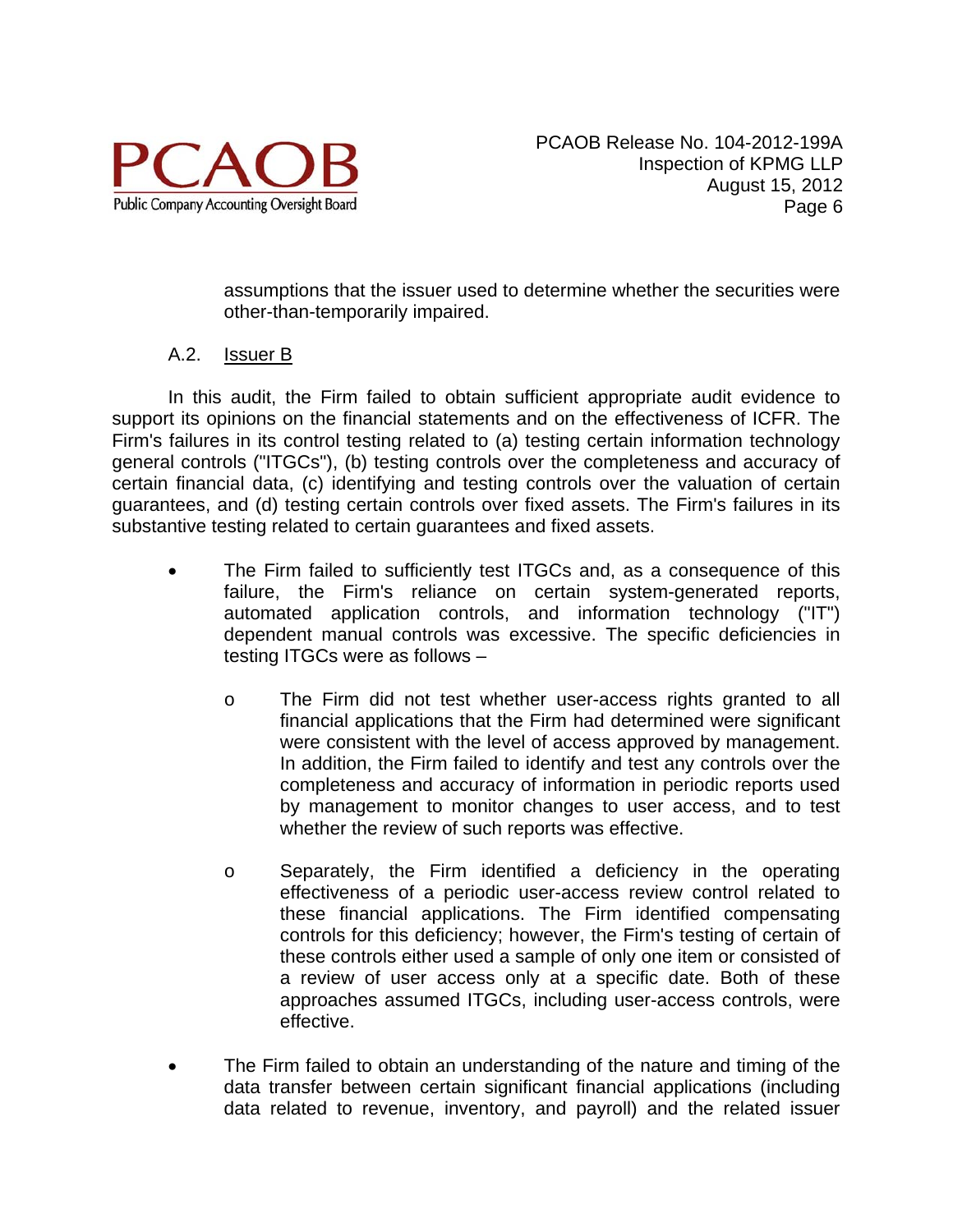assumptions that the issuer used to determine whether the securities were other-than-temporarily impaired.

### A.2. Issuer B

In this audit, the Firm failed to obtain sufficient appropriate audit evidence to support its opinions on the financial statements and on the effectiveness of ICFR. The Firm's failures in its control testing related to (a) testing certain information technology general controls ("ITGCs"), (b) testing controls over the completeness and accuracy of certain financial data, (c) identifying and testing controls over the valuation of certain guarantees, and (d) testing certain controls over fixed assets. The Firm's failures in its substantive testing related to certain guarantees and fixed assets.

- The Firm failed to sufficiently test ITGCs and, as a consequence of this failure, the Firm's reliance on certain system-generated reports, automated application controls, and information technology ("IT") dependent manual controls was excessive. The specific deficiencies in testing ITGCs were as follows –
  - The Firm did not test whether user-access rights granted to all financial applications that the Firm had determined were significant were consistent with the level of access approved by management. In addition, the Firm failed to identify and test any controls over the completeness and accuracy of information in periodic reports used by management to monitor changes to user access, and to test whether the review of such reports was effective.
  - Separately, the Firm identified a deficiency in the operating effectiveness of a periodic user-access review control related to these financial applications. The Firm identified compensating controls for this deficiency; however, the Firm's testing of certain of these controls either used a sample of only one item or consisted of a review of user access only at a specific date. Both of these approaches assumed ITGCs, including user-access controls, were effective.
- The Firm failed to obtain an understanding of the nature and timing of the data transfer between certain significant financial applications (including data related to revenue, inventory, and payroll) and the related issuer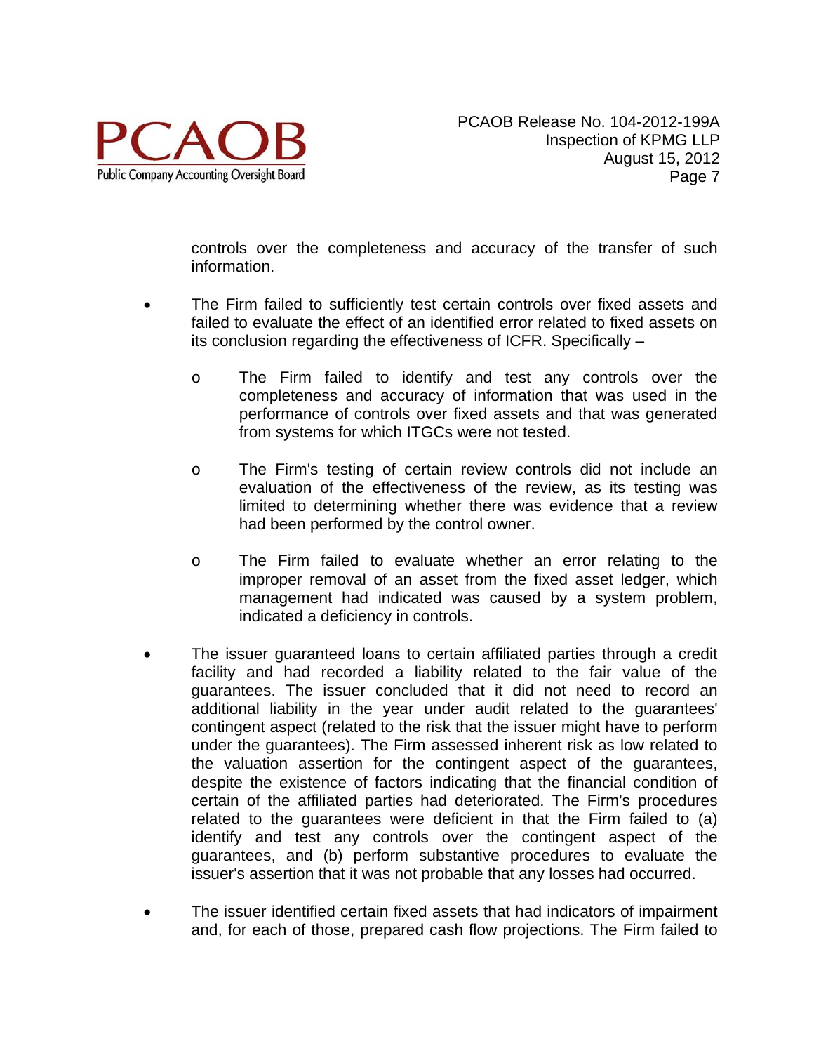controls over the completeness and accuracy of the transfer of such information.

- The Firm failed to sufficiently test certain controls over fixed assets and failed to evaluate the effect of an identified error related to fixed assets on its conclusion regarding the effectiveness of ICFR. Specifically –

    - The Firm failed to identify and test any controls over the completeness and accuracy of information that was used in the performance of controls over fixed assets and that was generated from systems for which ITGCs were not tested.

    - The Firm's testing of certain review controls did not include an evaluation of the effectiveness of the review, as its testing was limited to determining whether there was evidence that a review had been performed by the control owner.

    - The Firm failed to evaluate whether an error relating to the improper removal of an asset from the fixed asset ledger, which management had indicated was caused by a system problem, indicated a deficiency in controls.

- The issuer guaranteed loans to certain affiliated parties through a credit facility and had recorded a liability related to the fair value of the guarantees. The issuer concluded that it did not need to record an additional liability in the year under audit related to the guarantees' contingent aspect (related to the risk that the issuer might have to perform under the guarantees). The Firm assessed inherent risk as low related to the valuation assertion for the contingent aspect of the guarantees, despite the existence of factors indicating that the financial condition of certain of the affiliated parties had deteriorated. The Firm's procedures related to the guarantees were deficient in that the Firm failed to (a) identify and test any controls over the contingent aspect of the guarantees, and (b) perform substantive procedures to evaluate the issuer's assertion that it was not probable that any losses had occurred.

- The issuer identified certain fixed assets that had indicators of impairment and, for each of those, prepared cash flow projections. The Firm failed to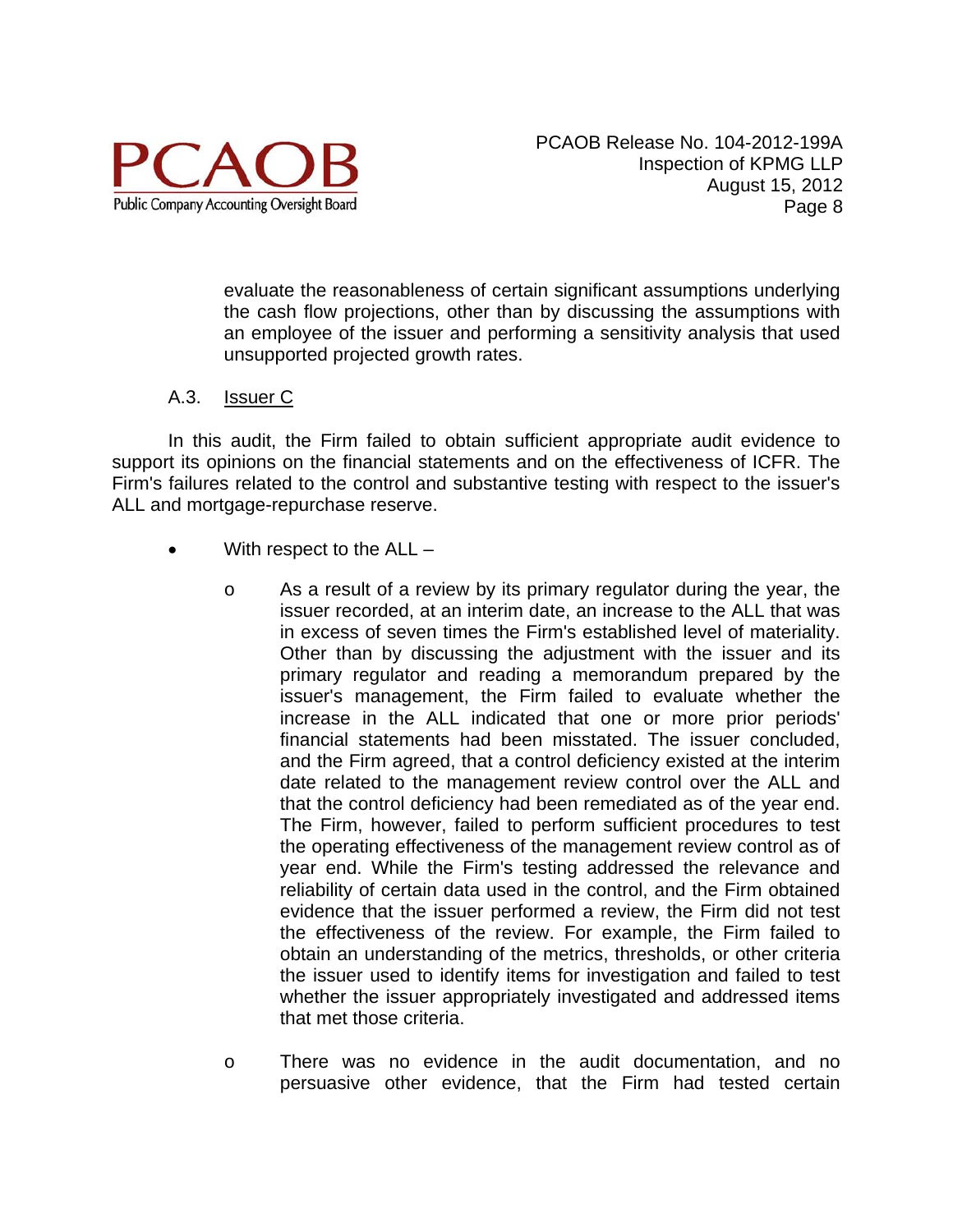evaluate the reasonableness of certain significant assumptions underlying the cash flow projections, other than by discussing the assumptions with an employee of the issuer and performing a sensitivity analysis that used unsupported projected growth rates.

A.3. Issuer C

In this audit, the Firm failed to obtain sufficient appropriate audit evidence to support its opinions on the financial statements and on the effectiveness of ICFR. The Firm's failures related to the control and substantive testing with respect to the issuer's ALL and mortgage-repurchase reserve.

- With respect to the ALL –
  - As a result of a review by its primary regulator during the year, the issuer recorded, at an interim date, an increase to the ALL that was in excess of seven times the Firm's established level of materiality. Other than by discussing the adjustment with the issuer and its primary regulator and reading a memorandum prepared by the issuer's management, the Firm failed to evaluate whether the increase in the ALL indicated that one or more prior periods' financial statements had been misstated. The issuer concluded, and the Firm agreed, that a control deficiency existed at the interim date related to the management review control over the ALL and that the control deficiency had been remediated as of the year end. The Firm, however, failed to perform sufficient procedures to test the operating effectiveness of the management review control as of year end. While the Firm's testing addressed the relevance and reliability of certain data used in the control, and the Firm obtained evidence that the issuer performed a review, the Firm did not test the effectiveness of the review. For example, the Firm failed to obtain an understanding of the metrics, thresholds, or other criteria the issuer used to identify items for investigation and failed to test whether the issuer appropriately investigated and addressed items that met those criteria.
  - There was no evidence in the audit documentation, and no persuasive other evidence, that the Firm had tested certain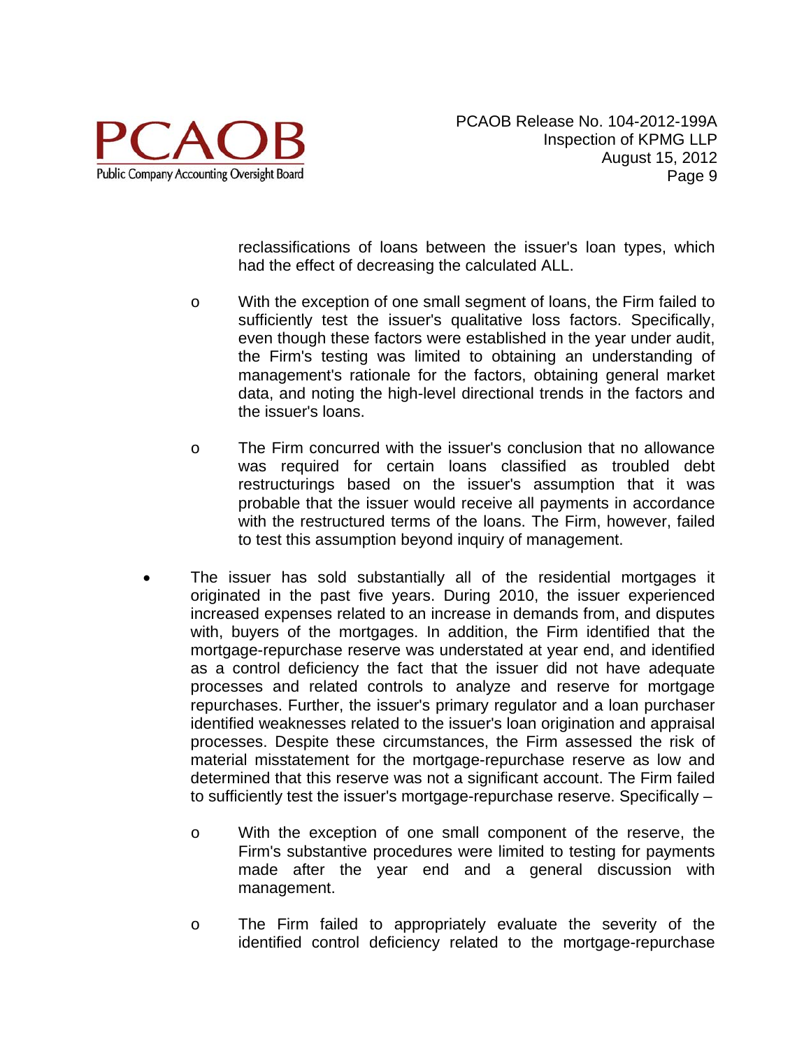reclassifications of loans between the issuer's loan types, which had the effect of decreasing the calculated ALL.

  - With the exception of one small segment of loans, the Firm failed to sufficiently test the issuer's qualitative loss factors. Specifically, even though these factors were established in the year under audit, the Firm's testing was limited to obtaining an understanding of management's rationale for the factors, obtaining general market data, and noting the high-level directional trends in the factors and the issuer's loans.

  - The Firm concurred with the issuer's conclusion that no allowance was required for certain loans classified as troubled debt restructurings based on the issuer's assumption that it was probable that the issuer would receive all payments in accordance with the restructured terms of the loans. The Firm, however, failed to test this assumption beyond inquiry of management.

- The issuer has sold substantially all of the residential mortgages it originated in the past five years. During 2010, the issuer experienced increased expenses related to an increase in demands from, and disputes with, buyers of the mortgages. In addition, the Firm identified that the mortgage-repurchase reserve was understated at year end, and identified as a control deficiency the fact that the issuer did not have adequate processes and related controls to analyze and reserve for mortgage repurchases. Further, the issuer's primary regulator and a loan purchaser identified weaknesses related to the issuer's loan origination and appraisal processes. Despite these circumstances, the Firm assessed the risk of material misstatement for the mortgage-repurchase reserve as low and determined that this reserve was not a significant account. The Firm failed to sufficiently test the issuer's mortgage-repurchase reserve. Specifically –

  - With the exception of one small component of the reserve, the Firm's substantive procedures were limited to testing for payments made after the year end and a general discussion with management.

  - The Firm failed to appropriately evaluate the severity of the identified control deficiency related to the mortgage-repurchase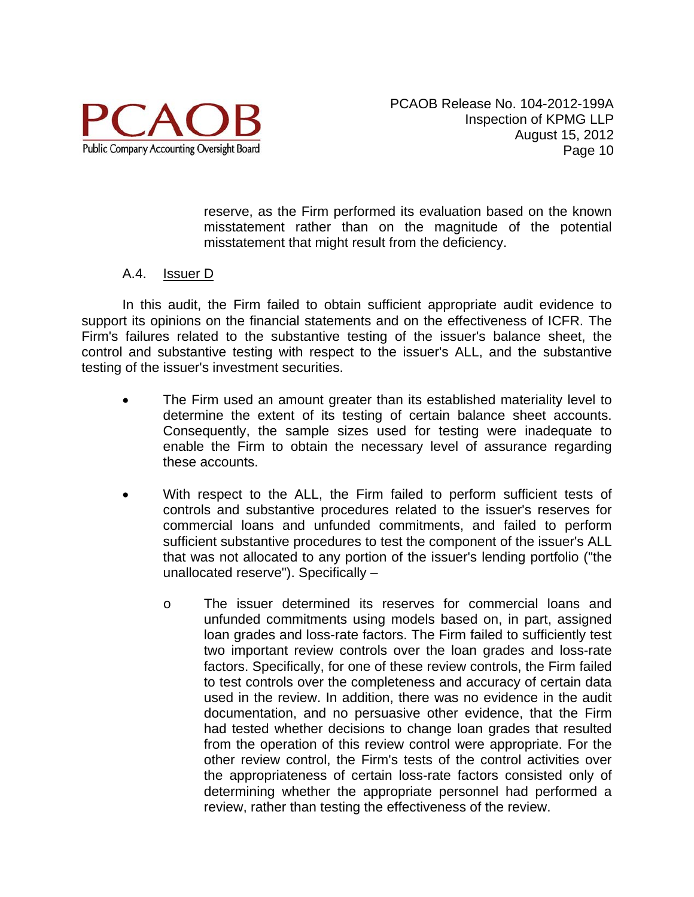reserve, as the Firm performed its evaluation based on the known misstatement rather than on the magnitude of the potential misstatement that might result from the deficiency.

### A.4. Issuer D

In this audit, the Firm failed to obtain sufficient appropriate audit evidence to support its opinions on the financial statements and on the effectiveness of ICFR. The Firm's failures related to the substantive testing of the issuer's balance sheet, the control and substantive testing with respect to the issuer's ALL, and the substantive testing of the issuer's investment securities.

- The Firm used an amount greater than its established materiality level to determine the extent of its testing of certain balance sheet accounts. Consequently, the sample sizes used for testing were inadequate to enable the Firm to obtain the necessary level of assurance regarding these accounts.

- With respect to the ALL, the Firm failed to perform sufficient tests of controls and substantive procedures related to the issuer's reserves for commercial loans and unfunded commitments, and failed to perform sufficient substantive procedures to test the component of the issuer's ALL that was not allocated to any portion of the issuer's lending portfolio ("the unallocated reserve"). Specifically –

  - The issuer determined its reserves for commercial loans and unfunded commitments using models based on, in part, assigned loan grades and loss-rate factors. The Firm failed to sufficiently test two important review controls over the loan grades and loss-rate factors. Specifically, for one of these review controls, the Firm failed to test controls over the completeness and accuracy of certain data used in the review. In addition, there was no evidence in the audit documentation, and no persuasive other evidence, that the Firm had tested whether decisions to change loan grades that resulted from the operation of this review control were appropriate. For the other review control, the Firm's tests of the control activities over the appropriateness of certain loss-rate factors consisted only of determining whether the appropriate personnel had performed a review, rather than testing the effectiveness of the review.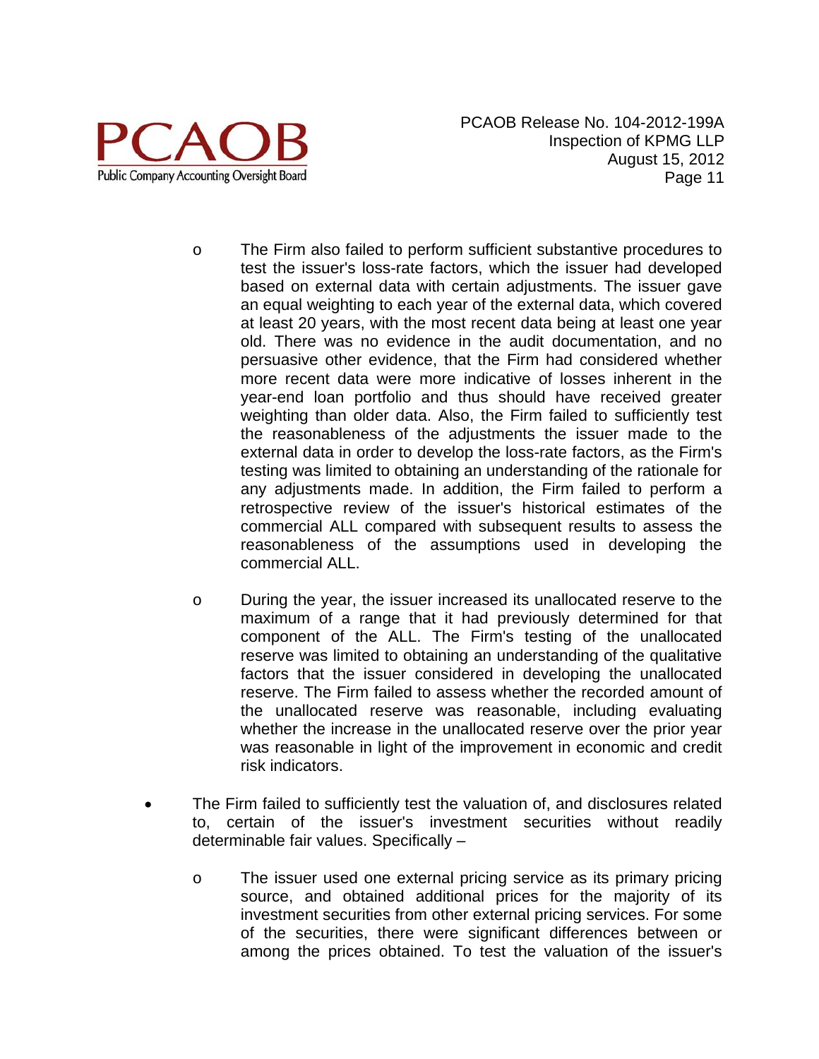- The Firm also failed to perform sufficient substantive procedures to test the issuer's loss-rate factors, which the issuer had developed based on external data with certain adjustments. The issuer gave an equal weighting to each year of the external data, which covered at least 20 years, with the most recent data being at least one year old. There was no evidence in the audit documentation, and no persuasive other evidence, that the Firm had considered whether more recent data were more indicative of losses inherent in the year-end loan portfolio and thus should have received greater weighting than older data. Also, the Firm failed to sufficiently test the reasonableness of the adjustments the issuer made to the external data in order to develop the loss-rate factors, as the Firm's testing was limited to obtaining an understanding of the rationale for any adjustments made. In addition, the Firm failed to perform a retrospective review of the issuer's historical estimates of the commercial ALL compared with subsequent results to assess the reasonableness of the assumptions used in developing the commercial ALL.

  - During the year, the issuer increased its unallocated reserve to the maximum of a range that it had previously determined for that component of the ALL. The Firm's testing of the unallocated reserve was limited to obtaining an understanding of the qualitative factors that the issuer considered in developing the unallocated reserve. The Firm failed to assess whether the recorded amount of the unallocated reserve was reasonable, including evaluating whether the increase in the unallocated reserve over the prior year was reasonable in light of the improvement in economic and credit risk indicators.

- The Firm failed to sufficiently test the valuation of, and disclosures related to, certain of the issuer's investment securities without readily determinable fair values. Specifically –

  - The issuer used one external pricing service as its primary pricing source, and obtained additional prices for the majority of its investment securities from other external pricing services. For some of the securities, there were significant differences between or among the prices obtained. To test the valuation of the issuer's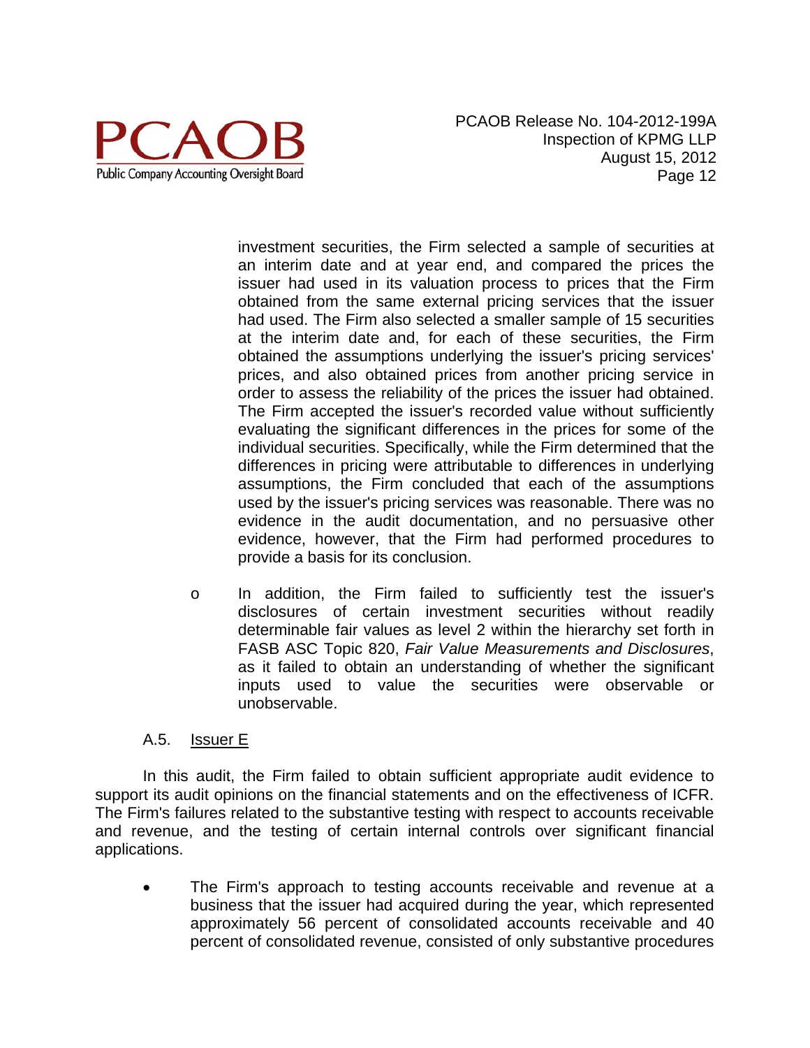investment securities, the Firm selected a sample of securities at an interim date and at year end, and compared the prices the issuer had used in its valuation process to prices that the Firm obtained from the same external pricing services that the issuer had used. The Firm also selected a smaller sample of 15 securities at the interim date and, for each of these securities, the Firm obtained the assumptions underlying the issuer's pricing services' prices, and also obtained prices from another pricing service in order to assess the reliability of the prices the issuer had obtained. The Firm accepted the issuer's recorded value without sufficiently evaluating the significant differences in the prices for some of the individual securities. Specifically, while the Firm determined that the differences in pricing were attributable to differences in underlying assumptions, the Firm concluded that each of the assumptions used by the issuer's pricing services was reasonable. There was no evidence in the audit documentation, and no persuasive other evidence, however, that the Firm had performed procedures to provide a basis for its conclusion.

- In addition, the Firm failed to sufficiently test the issuer's disclosures of certain investment securities without readily determinable fair values as level 2 within the hierarchy set forth in FASB ASC Topic 820, *Fair Value Measurements and Disclosures*, as it failed to obtain an understanding of whether the significant inputs used to value the securities were observable or unobservable.

### A.5. Issuer E

In this audit, the Firm failed to obtain sufficient appropriate audit evidence to support its audit opinions on the financial statements and on the effectiveness of ICFR. The Firm's failures related to the substantive testing with respect to accounts receivable and revenue, and the testing of certain internal controls over significant financial applications.

- The Firm's approach to testing accounts receivable and revenue at a business that the issuer had acquired during the year, which represented approximately 56 percent of consolidated accounts receivable and 40 percent of consolidated revenue, consisted of only substantive procedures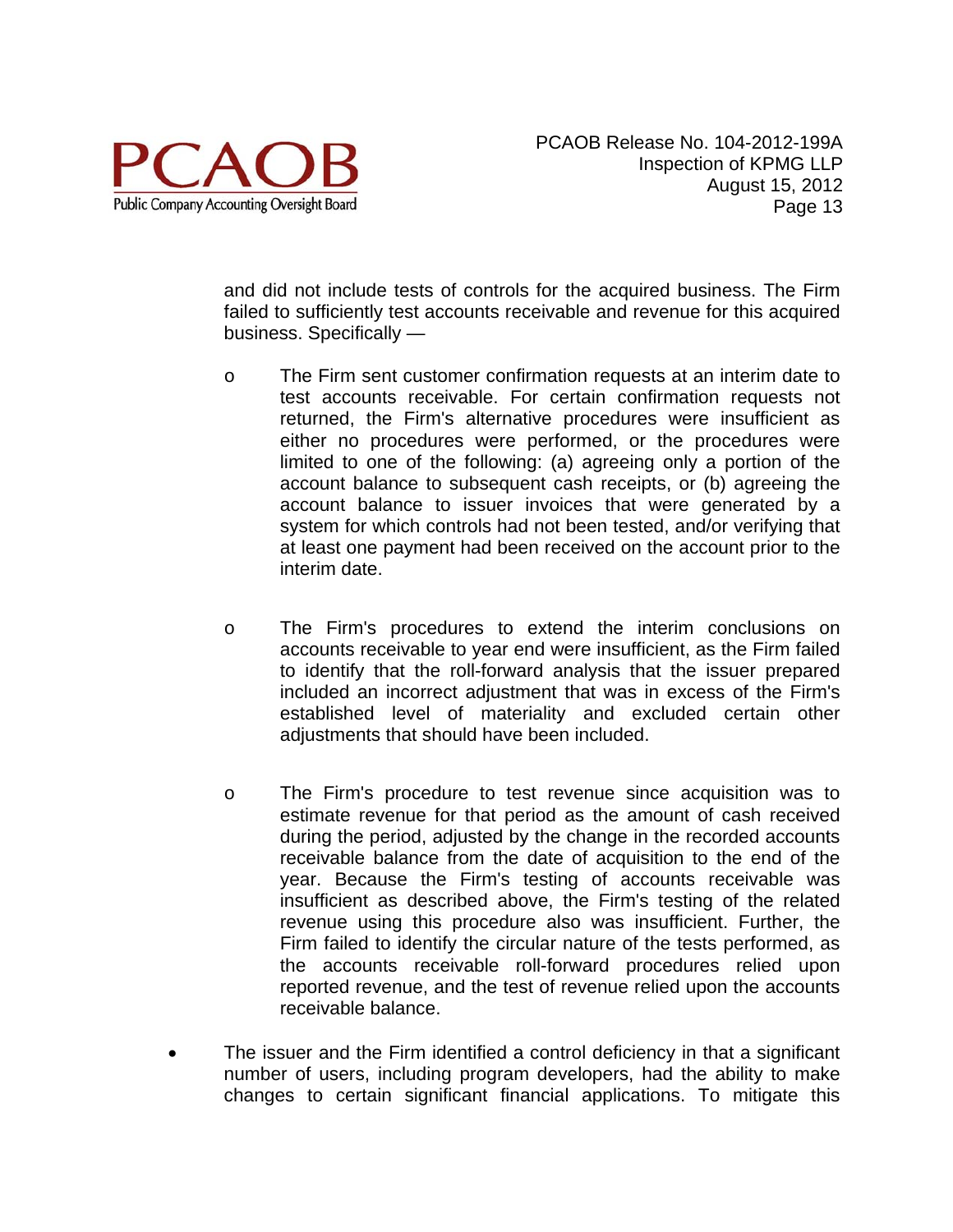and did not include tests of controls for the acquired business. The Firm failed to sufficiently test accounts receivable and revenue for this acquired business. Specifically —

- The Firm sent customer confirmation requests at an interim date to test accounts receivable. For certain confirmation requests not returned, the Firm's alternative procedures were insufficient as either no procedures were performed, or the procedures were limited to one of the following: (a) agreeing only a portion of the account balance to subsequent cash receipts, or (b) agreeing the account balance to issuer invoices that were generated by a system for which controls had not been tested, and/or verifying that at least one payment had been received on the account prior to the interim date.

- The Firm's procedures to extend the interim conclusions on accounts receivable to year end were insufficient, as the Firm failed to identify that the roll-forward analysis that the issuer prepared included an incorrect adjustment that was in excess of the Firm's established level of materiality and excluded certain other adjustments that should have been included.

- The Firm's procedure to test revenue since acquisition was to estimate revenue for that period as the amount of cash received during the period, adjusted by the change in the recorded accounts receivable balance from the date of acquisition to the end of the year. Because the Firm's testing of accounts receivable was insufficient as described above, the Firm's testing of the related revenue using this procedure also was insufficient. Further, the Firm failed to identify the circular nature of the tests performed, as the accounts receivable roll-forward procedures relied upon reported revenue, and the test of revenue relied upon the accounts receivable balance.

- The issuer and the Firm identified a control deficiency in that a significant number of users, including program developers, had the ability to make changes to certain significant financial applications. To mitigate this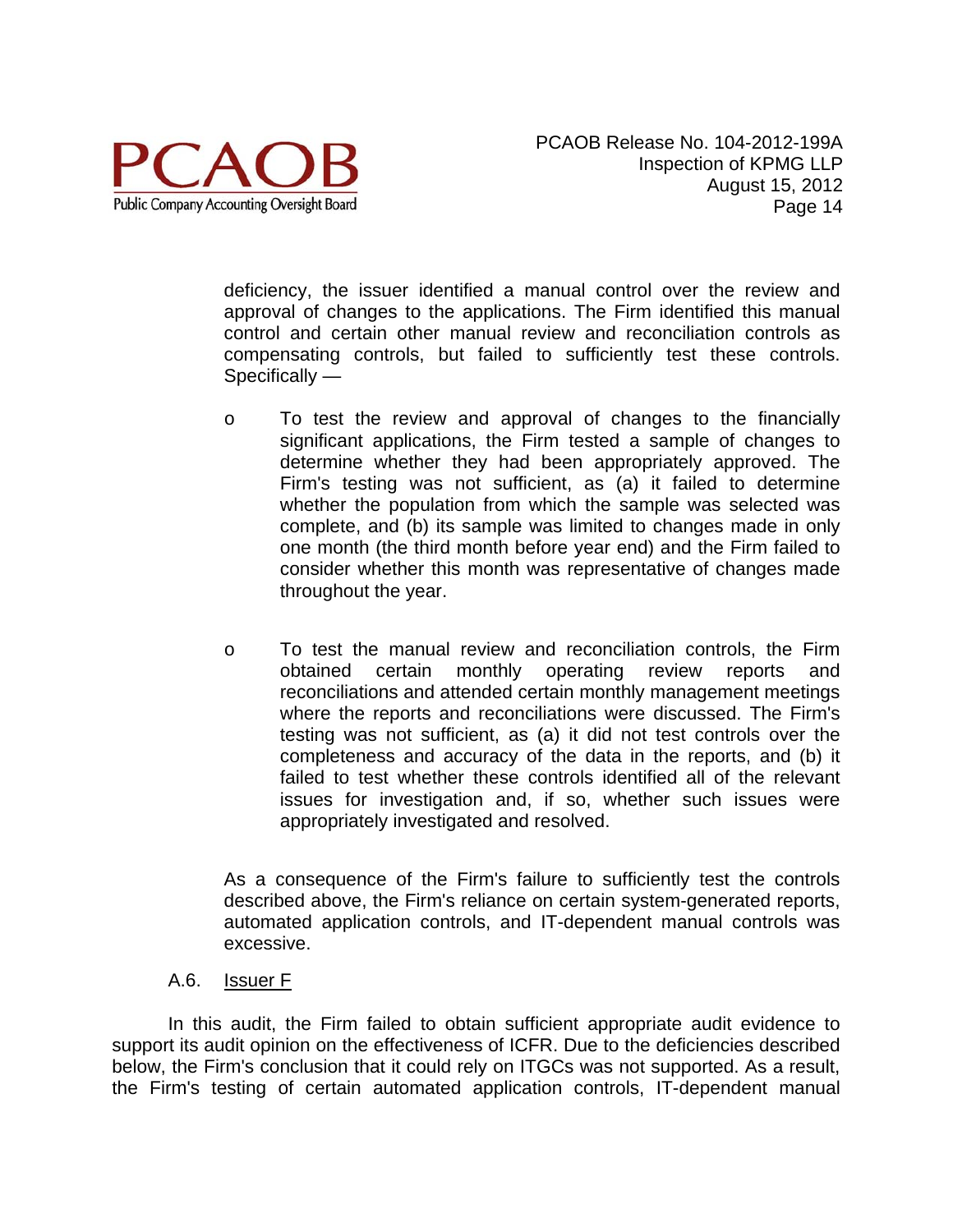deficiency, the issuer identified a manual control over the review and approval of changes to the applications. The Firm identified this manual control and certain other manual review and reconciliation controls as compensating controls, but failed to sufficiently test these controls. Specifically —

- To test the review and approval of changes to the financially significant applications, the Firm tested a sample of changes to determine whether they had been appropriately approved. The Firm's testing was not sufficient, as (a) it failed to determine whether the population from which the sample was selected was complete, and (b) its sample was limited to changes made in only one month (the third month before year end) and the Firm failed to consider whether this month was representative of changes made throughout the year.

- To test the manual review and reconciliation controls, the Firm obtained certain monthly operating review reports and reconciliations and attended certain monthly management meetings where the reports and reconciliations were discussed. The Firm's testing was not sufficient, as (a) it did not test controls over the completeness and accuracy of the data in the reports, and (b) it failed to test whether these controls identified all of the relevant issues for investigation and, if so, whether such issues were appropriately investigated and resolved.

As a consequence of the Firm's failure to sufficiently test the controls described above, the Firm's reliance on certain system-generated reports, automated application controls, and IT-dependent manual controls was excessive.

### A.6. Issuer F

In this audit, the Firm failed to obtain sufficient appropriate audit evidence to support its audit opinion on the effectiveness of ICFR. Due to the deficiencies described below, the Firm's conclusion that it could rely on ITGCs was not supported. As a result, the Firm's testing of certain automated application controls, IT-dependent manual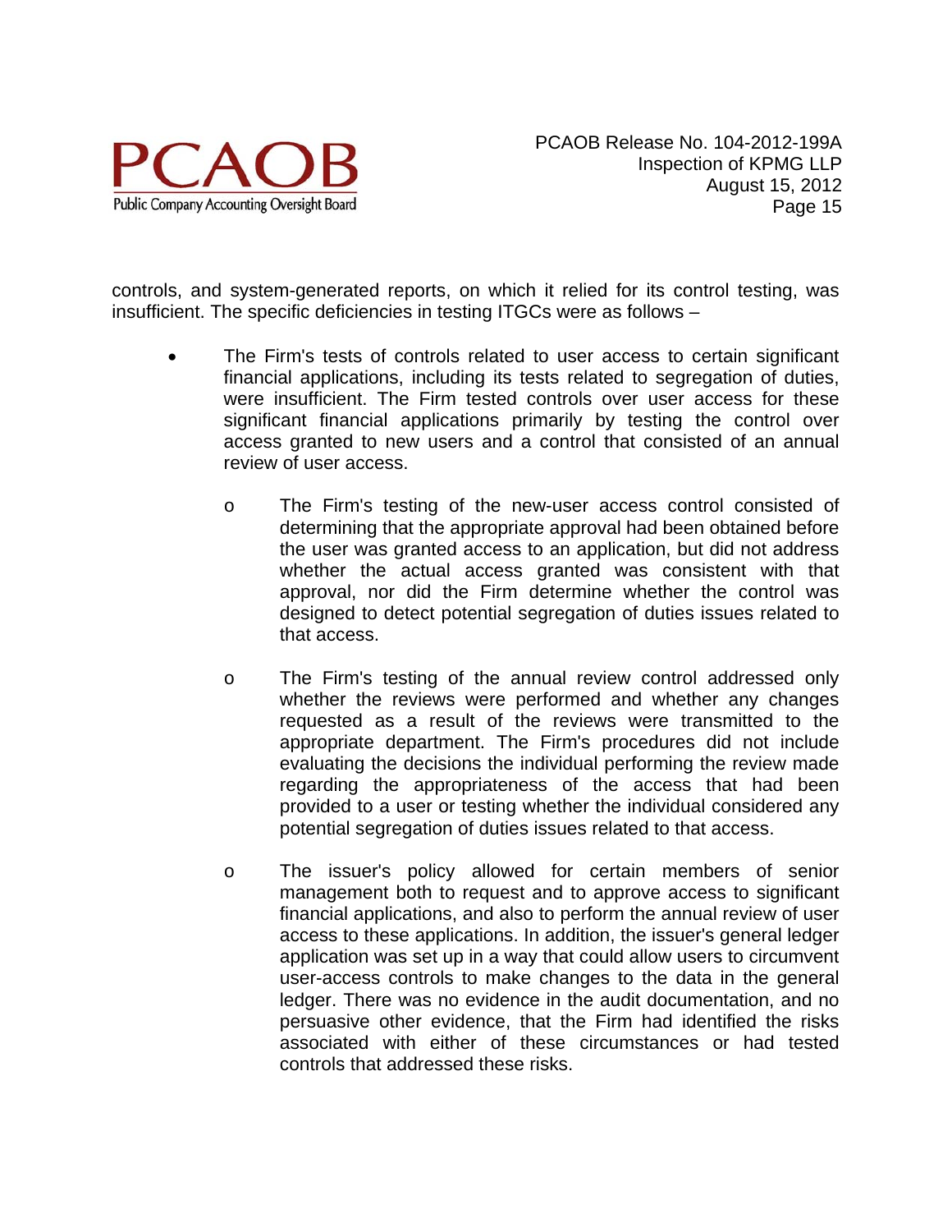controls, and system-generated reports, on which it relied for its control testing, was insufficient. The specific deficiencies in testing ITGCs were as follows –

- The Firm's tests of controls related to user access to certain significant financial applications, including its tests related to segregation of duties, were insufficient. The Firm tested controls over user access for these significant financial applications primarily by testing the control over access granted to new users and a control that consisted of an annual review of user access.

    - The Firm's testing of the new-user access control consisted of determining that the appropriate approval had been obtained before the user was granted access to an application, but did not address whether the actual access granted was consistent with that approval, nor did the Firm determine whether the control was designed to detect potential segregation of duties issues related to that access.

    - The Firm's testing of the annual review control addressed only whether the reviews were performed and whether any changes requested as a result of the reviews were transmitted to the appropriate department. The Firm's procedures did not include evaluating the decisions the individual performing the review made regarding the appropriateness of the access that had been provided to a user or testing whether the individual considered any potential segregation of duties issues related to that access.

    - The issuer's policy allowed for certain members of senior management both to request and to approve access to significant financial applications, and also to perform the annual review of user access to these applications. In addition, the issuer's general ledger application was set up in a way that could allow users to circumvent user-access controls to make changes to the data in the general ledger. There was no evidence in the audit documentation, and no persuasive other evidence, that the Firm had identified the risks associated with either of these circumstances or had tested controls that addressed these risks.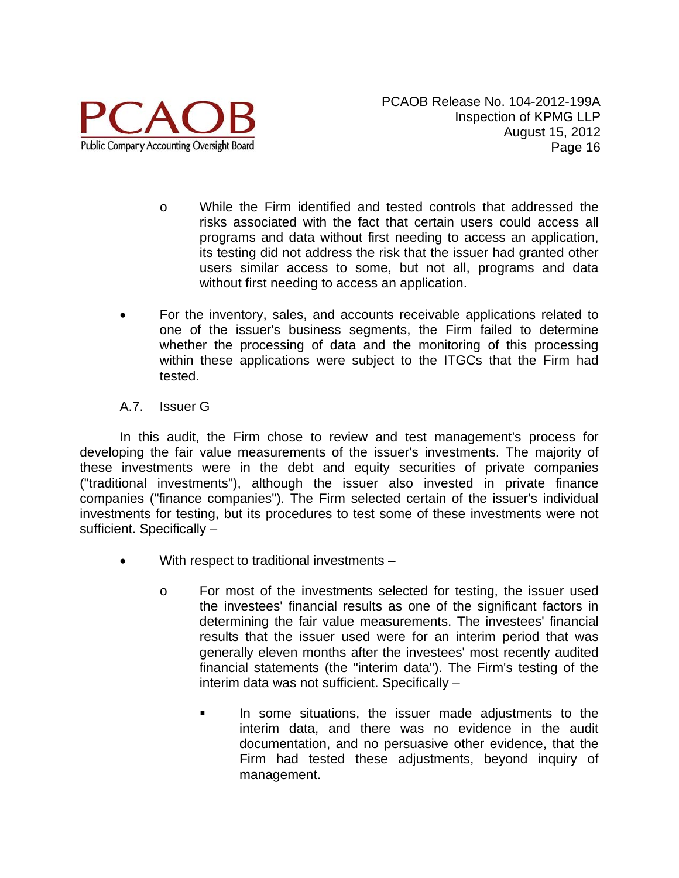- While the Firm identified and tested controls that addressed the risks associated with the fact that certain users could access all programs and data without first needing to access an application, its testing did not address the risk that the issuer had granted other users similar access to some, but not all, programs and data without first needing to access an application.

- For the inventory, sales, and accounts receivable applications related to one of the issuer's business segments, the Firm failed to determine whether the processing of data and the monitoring of this processing within these applications were subject to the ITGCs that the Firm had tested.

### A.7. Issuer G

In this audit, the Firm chose to review and test management's process for developing the fair value measurements of the issuer's investments. The majority of these investments were in the debt and equity securities of private companies ("traditional investments"), although the issuer also invested in private finance companies ("finance companies"). The Firm selected certain of the issuer's individual investments for testing, but its procedures to test some of these investments were not sufficient. Specifically –

- With respect to traditional investments –
  - For most of the investments selected for testing, the issuer used the investees' financial results as one of the significant factors in determining the fair value measurements. The investees' financial results that the issuer used were for an interim period that was generally eleven months after the investees' most recently audited financial statements (the "interim data"). The Firm's testing of the interim data was not sufficient. Specifically –
    - In some situations, the issuer made adjustments to the interim data, and there was no evidence in the audit documentation, and no persuasive other evidence, that the Firm had tested these adjustments, beyond inquiry of management.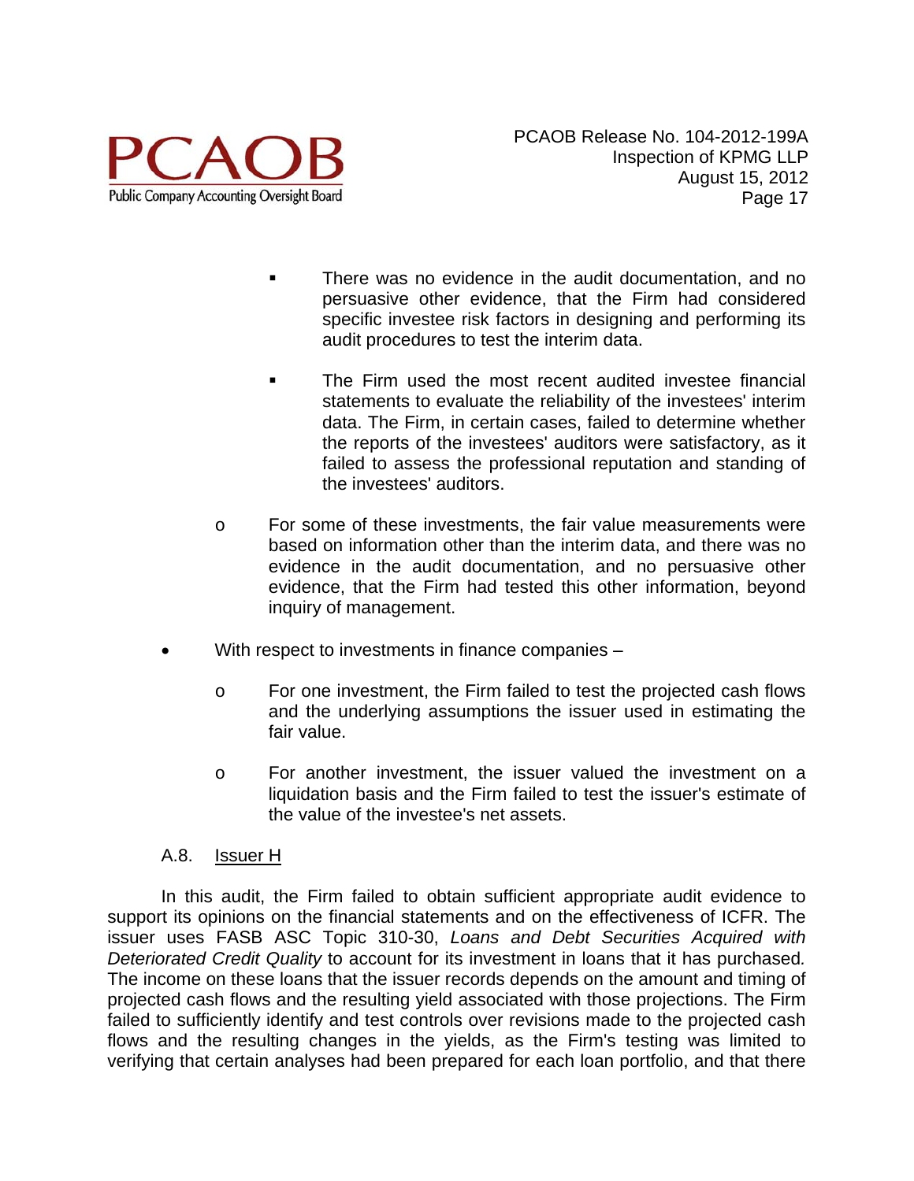- There was no evidence in the audit documentation, and no persuasive other evidence, that the Firm had considered specific investee risk factors in designing and performing its audit procedures to test the interim data.

            - The Firm used the most recent audited investee financial statements to evaluate the reliability of the investees' interim data. The Firm, in certain cases, failed to determine whether the reports of the investees' auditors were satisfactory, as it failed to assess the professional reputation and standing of the investees' auditors.

        - For some of these investments, the fair value measurements were based on information other than the interim data, and there was no evidence in the audit documentation, and no persuasive other evidence, that the Firm had tested this other information, beyond inquiry of management.

- With respect to investments in finance companies –

    - For one investment, the Firm failed to test the projected cash flows and the underlying assumptions the issuer used in estimating the fair value.

    - For another investment, the issuer valued the investment on a liquidation basis and the Firm failed to test the issuer's estimate of the value of the investee's net assets.

A.8. Issuer H

In this audit, the Firm failed to obtain sufficient appropriate audit evidence to support its opinions on the financial statements and on the effectiveness of ICFR. The issuer uses FASB ASC Topic 310-30, *Loans and Debt Securities Acquired with Deteriorated Credit Quality* to account for its investment in loans that it has purchased. The income on these loans that the issuer records depends on the amount and timing of projected cash flows and the resulting yield associated with those projections. The Firm failed to sufficiently identify and test controls over revisions made to the projected cash flows and the resulting changes in the yields, as the Firm's testing was limited to verifying that certain analyses had been prepared for each loan portfolio, and that there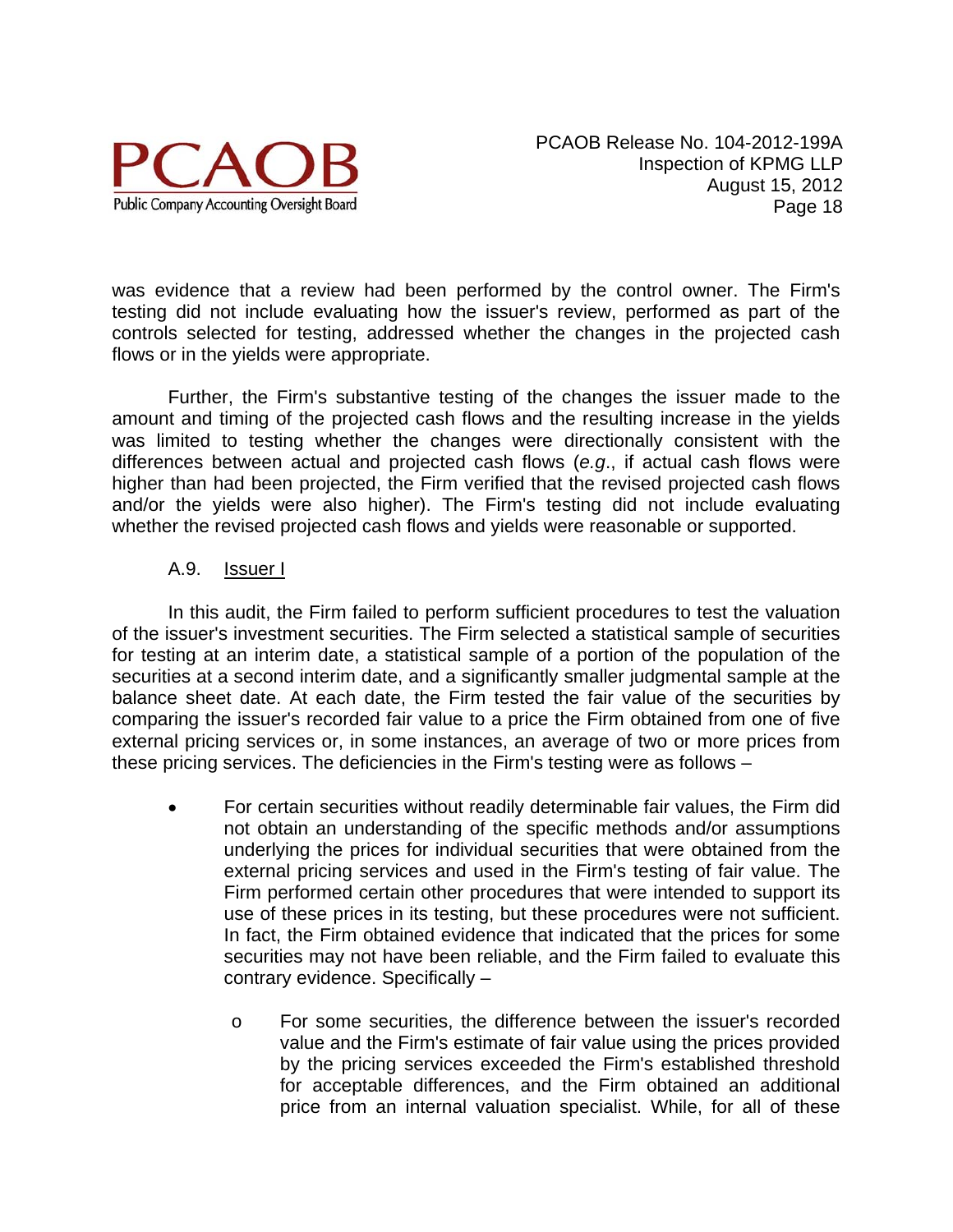was evidence that a review had been performed by the control owner. The Firm's testing did not include evaluating how the issuer's review, performed as part of the controls selected for testing, addressed whether the changes in the projected cash flows or in the yields were appropriate.

Further, the Firm's substantive testing of the changes the issuer made to the amount and timing of the projected cash flows and the resulting increase in the yields was limited to testing whether the changes were directionally consistent with the differences between actual and projected cash flows (*e.g.*, if actual cash flows were higher than had been projected, the Firm verified that the revised projected cash flows and/or the yields were also higher). The Firm's testing did not include evaluating whether the revised projected cash flows and yields were reasonable or supported.

### A.9. Issuer I

In this audit, the Firm failed to perform sufficient procedures to test the valuation of the issuer's investment securities. The Firm selected a statistical sample of securities for testing at an interim date, a statistical sample of a portion of the population of the securities at a second interim date, and a significantly smaller judgmental sample at the balance sheet date. At each date, the Firm tested the fair value of the securities by comparing the issuer's recorded fair value to a price the Firm obtained from one of five external pricing services or, in some instances, an average of two or more prices from these pricing services. The deficiencies in the Firm's testing were as follows –

- For certain securities without readily determinable fair values, the Firm did not obtain an understanding of the specific methods and/or assumptions underlying the prices for individual securities that were obtained from the external pricing services and used in the Firm's testing of fair value. The Firm performed certain other procedures that were intended to support its use of these prices in its testing, but these procedures were not sufficient. In fact, the Firm obtained evidence that indicated that the prices for some securities may not have been reliable, and the Firm failed to evaluate this contrary evidence. Specifically –
  - For some securities, the difference between the issuer's recorded value and the Firm's estimate of fair value using the prices provided by the pricing services exceeded the Firm's established threshold for acceptable differences, and the Firm obtained an additional price from an internal valuation specialist. While, for all of these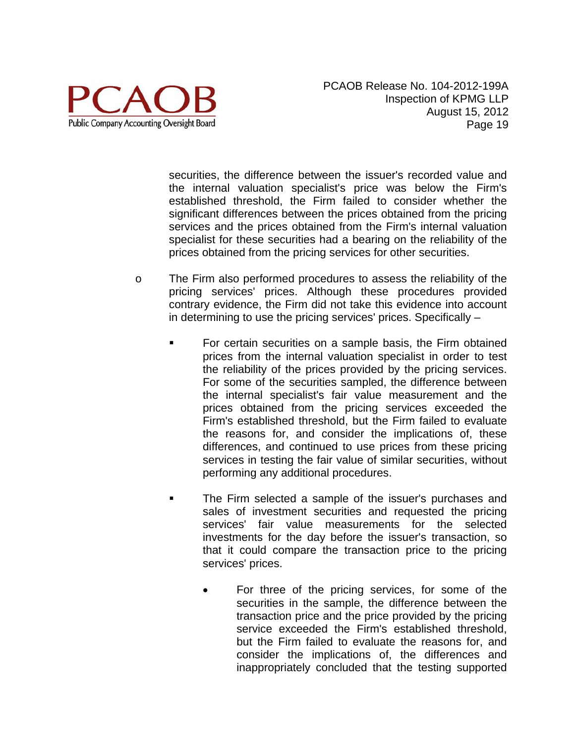securities, the difference between the issuer's recorded value and the internal valuation specialist's price was below the Firm's established threshold, the Firm failed to consider whether the significant differences between the prices obtained from the pricing services and the prices obtained from the Firm's internal valuation specialist for these securities had a bearing on the reliability of the prices obtained from the pricing services for other securities.

- The Firm also performed procedures to assess the reliability of the pricing services' prices. Although these procedures provided contrary evidence, the Firm did not take this evidence into account in determining to use the pricing services' prices. Specifically –

  - For certain securities on a sample basis, the Firm obtained prices from the internal valuation specialist in order to test the reliability of the prices provided by the pricing services. For some of the securities sampled, the difference between the internal specialist's fair value measurement and the prices obtained from the pricing services exceeded the Firm's established threshold, but the Firm failed to evaluate the reasons for, and consider the implications of, these differences, and continued to use prices from these pricing services in testing the fair value of similar securities, without performing any additional procedures.

  - The Firm selected a sample of the issuer's purchases and sales of investment securities and requested the pricing services' fair value measurements for the selected investments for the day before the issuer's transaction, so that it could compare the transaction price to the pricing services' prices.

    - For three of the pricing services, for some of the securities in the sample, the difference between the transaction price and the price provided by the pricing service exceeded the Firm's established threshold, but the Firm failed to evaluate the reasons for, and consider the implications of, the differences and inappropriately concluded that the testing supported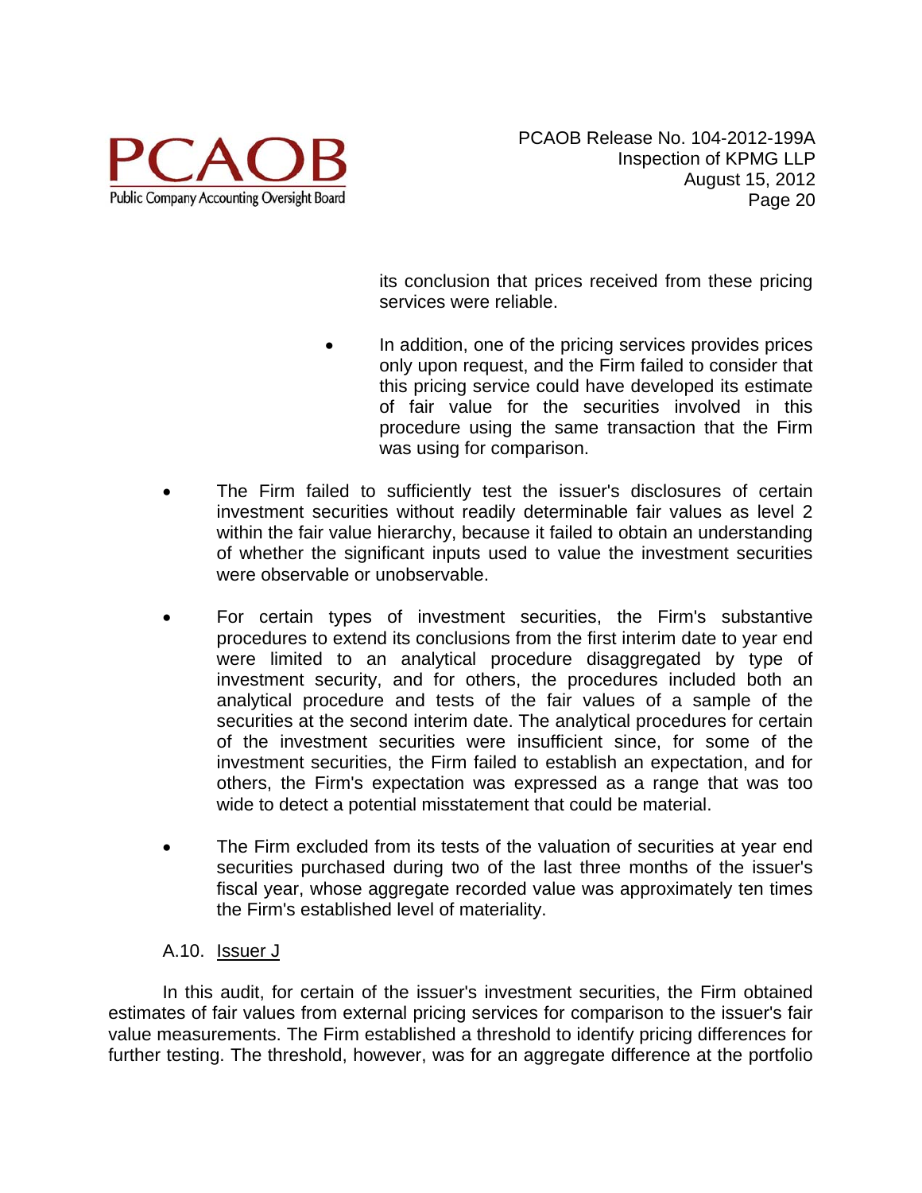its conclusion that prices received from these pricing services were reliable.

  - In addition, one of the pricing services provides prices only upon request, and the Firm failed to consider that this pricing service could have developed its estimate of fair value for the securities involved in this procedure using the same transaction that the Firm was using for comparison.

- The Firm failed to sufficiently test the issuer's disclosures of certain investment securities without readily determinable fair values as level 2 within the fair value hierarchy, because it failed to obtain an understanding of whether the significant inputs used to value the investment securities were observable or unobservable.

- For certain types of investment securities, the Firm's substantive procedures to extend its conclusions from the first interim date to year end were limited to an analytical procedure disaggregated by type of investment security, and for others, the procedures included both an analytical procedure and tests of the fair values of a sample of the securities at the second interim date. The analytical procedures for certain of the investment securities were insufficient since, for some of the investment securities, the Firm failed to establish an expectation, and for others, the Firm's expectation was expressed as a range that was too wide to detect a potential misstatement that could be material.

- The Firm excluded from its tests of the valuation of securities at year end securities purchased during two of the last three months of the issuer's fiscal year, whose aggregate recorded value was approximately ten times the Firm's established level of materiality.

### A.10. Issuer J

In this audit, for certain of the issuer's investment securities, the Firm obtained estimates of fair values from external pricing services for comparison to the issuer's fair value measurements. The Firm established a threshold to identify pricing differences for further testing. The threshold, however, was for an aggregate difference at the portfolio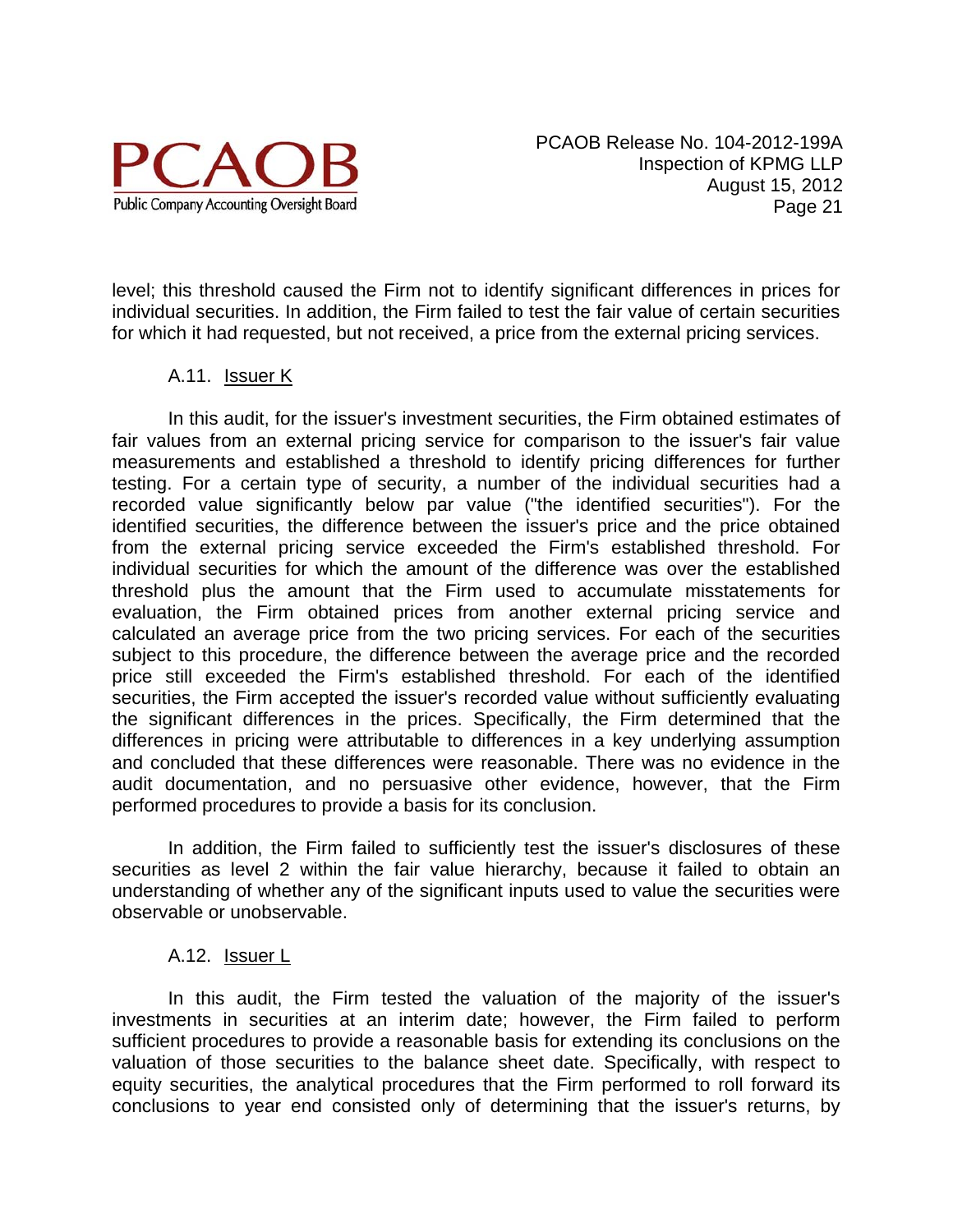level; this threshold caused the Firm not to identify significant differences in prices for individual securities. In addition, the Firm failed to test the fair value of certain securities for which it had requested, but not received, a price from the external pricing services.

A.11. Issuer K

In this audit, for the issuer's investment securities, the Firm obtained estimates of fair values from an external pricing service for comparison to the issuer's fair value measurements and established a threshold to identify pricing differences for further testing. For a certain type of security, a number of the individual securities had a recorded value significantly below par value ("the identified securities"). For the identified securities, the difference between the issuer's price and the price obtained from the external pricing service exceeded the Firm's established threshold. For individual securities for which the amount of the difference was over the established threshold plus the amount that the Firm used to accumulate misstatements for evaluation, the Firm obtained prices from another external pricing service and calculated an average price from the two pricing services. For each of the securities subject to this procedure, the difference between the average price and the recorded price still exceeded the Firm's established threshold. For each of the identified securities, the Firm accepted the issuer's recorded value without sufficiently evaluating the significant differences in the prices. Specifically, the Firm determined that the differences in pricing were attributable to differences in a key underlying assumption and concluded that these differences were reasonable. There was no evidence in the audit documentation, and no persuasive other evidence, however, that the Firm performed procedures to provide a basis for its conclusion.

In addition, the Firm failed to sufficiently test the issuer's disclosures of these securities as level 2 within the fair value hierarchy, because it failed to obtain an understanding of whether any of the significant inputs used to value the securities were observable or unobservable.

A.12. Issuer L

In this audit, the Firm tested the valuation of the majority of the issuer's investments in securities at an interim date; however, the Firm failed to perform sufficient procedures to provide a reasonable basis for extending its conclusions on the valuation of those securities to the balance sheet date. Specifically, with respect to equity securities, the analytical procedures that the Firm performed to roll forward its conclusions to year end consisted only of determining that the issuer's returns, by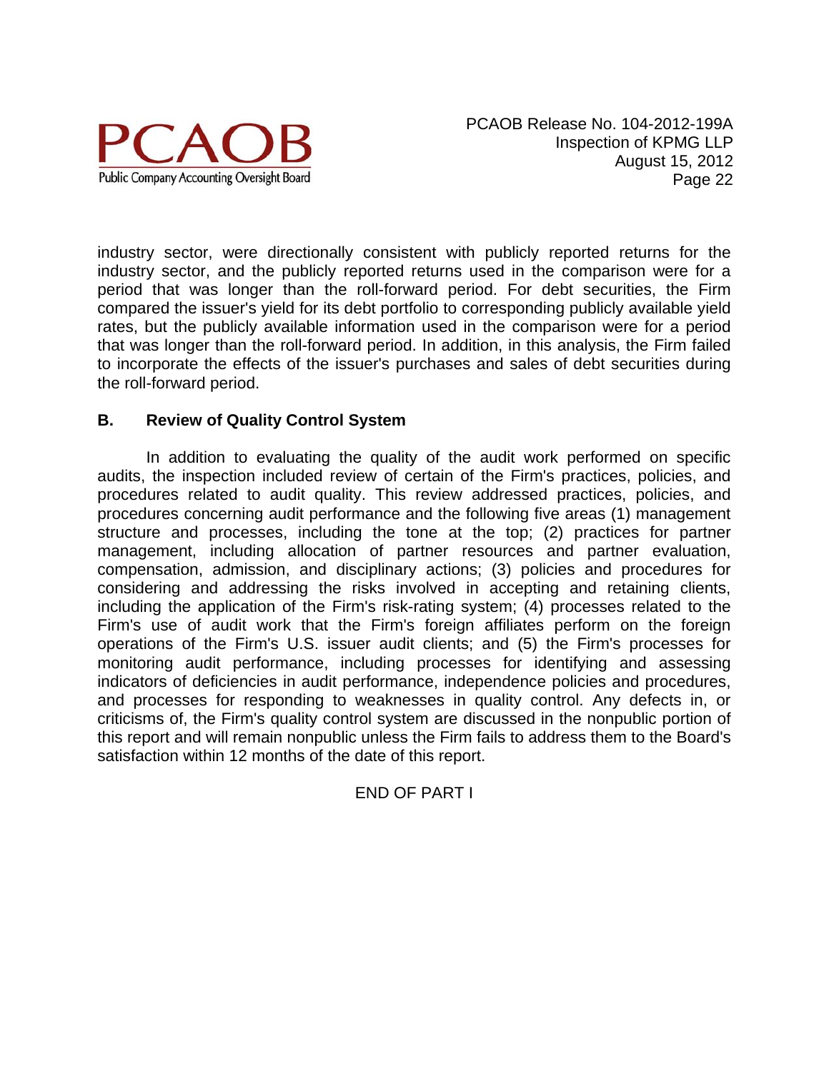industry sector, were directionally consistent with publicly reported returns for the industry sector, and the publicly reported returns used in the comparison were for a period that was longer than the roll-forward period. For debt securities, the Firm compared the issuer's yield for its debt portfolio to corresponding publicly available yield rates, but the publicly available information used in the comparison were for a period that was longer than the roll-forward period. In addition, in this analysis, the Firm failed to incorporate the effects of the issuer's purchases and sales of debt securities during the roll-forward period.

## B. Review of Quality Control System

In addition to evaluating the quality of the audit work performed on specific audits, the inspection included review of certain of the Firm's practices, policies, and procedures related to audit quality. This review addressed practices, policies, and procedures concerning audit performance and the following five areas (1) management structure and processes, including the tone at the top; (2) practices for partner management, including allocation of partner resources and partner evaluation, compensation, admission, and disciplinary actions; (3) policies and procedures for considering and addressing the risks involved in accepting and retaining clients, including the application of the Firm's risk-rating system; (4) processes related to the Firm's use of audit work that the Firm's foreign affiliates perform on the foreign operations of the Firm's U.S. issuer audit clients; and (5) the Firm's processes for monitoring audit performance, including processes for identifying and assessing indicators of deficiencies in audit performance, independence policies and procedures, and processes for responding to weaknesses in quality control. Any defects in, or criticisms of, the Firm's quality control system are discussed in the nonpublic portion of this report and will remain nonpublic unless the Firm fails to address them to the Board's satisfaction within 12 months of the date of this report.

END OF PART I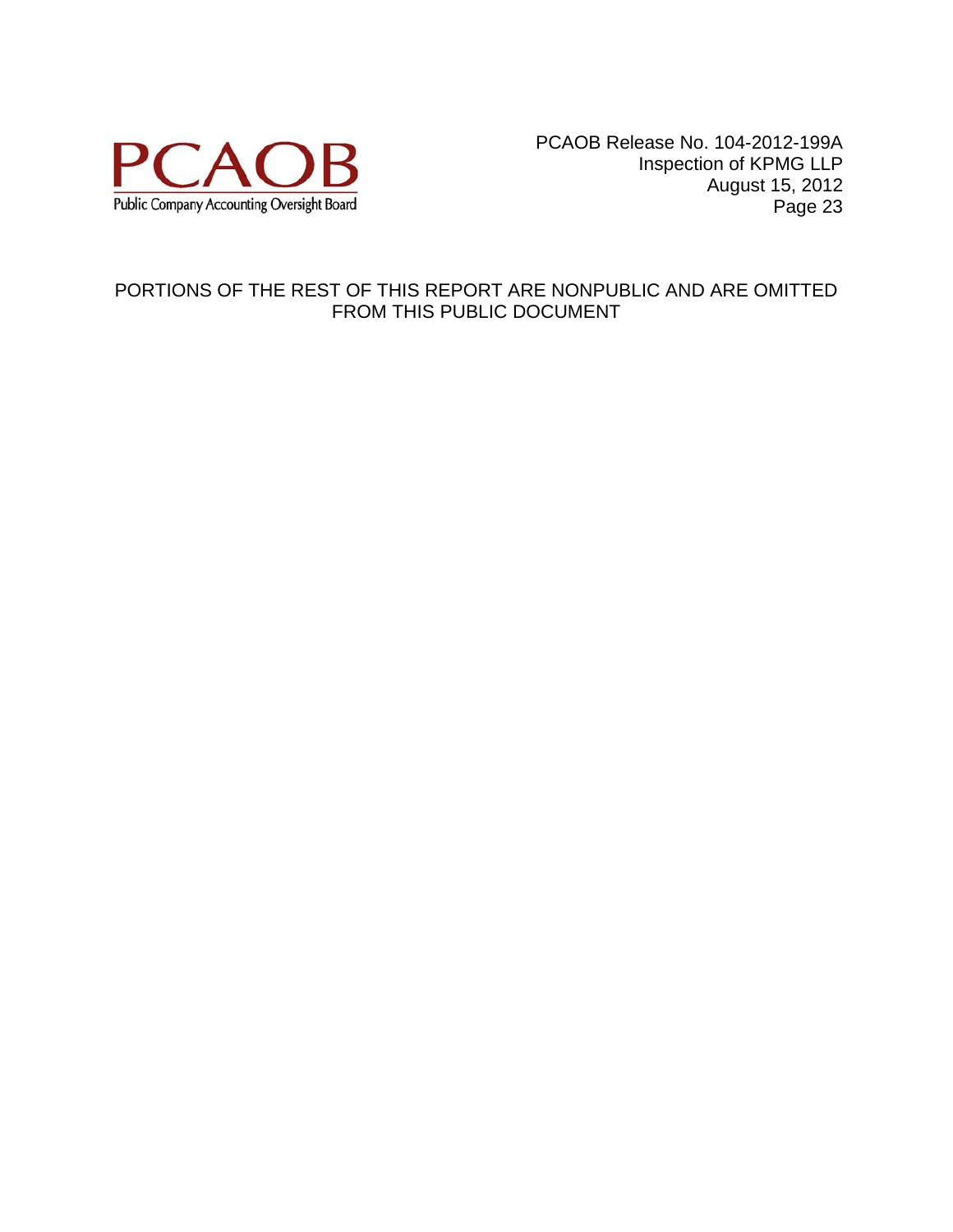PORTIONS OF THE REST OF THIS REPORT ARE NONPUBLIC AND ARE OMITTED FROM THIS PUBLIC DOCUMENT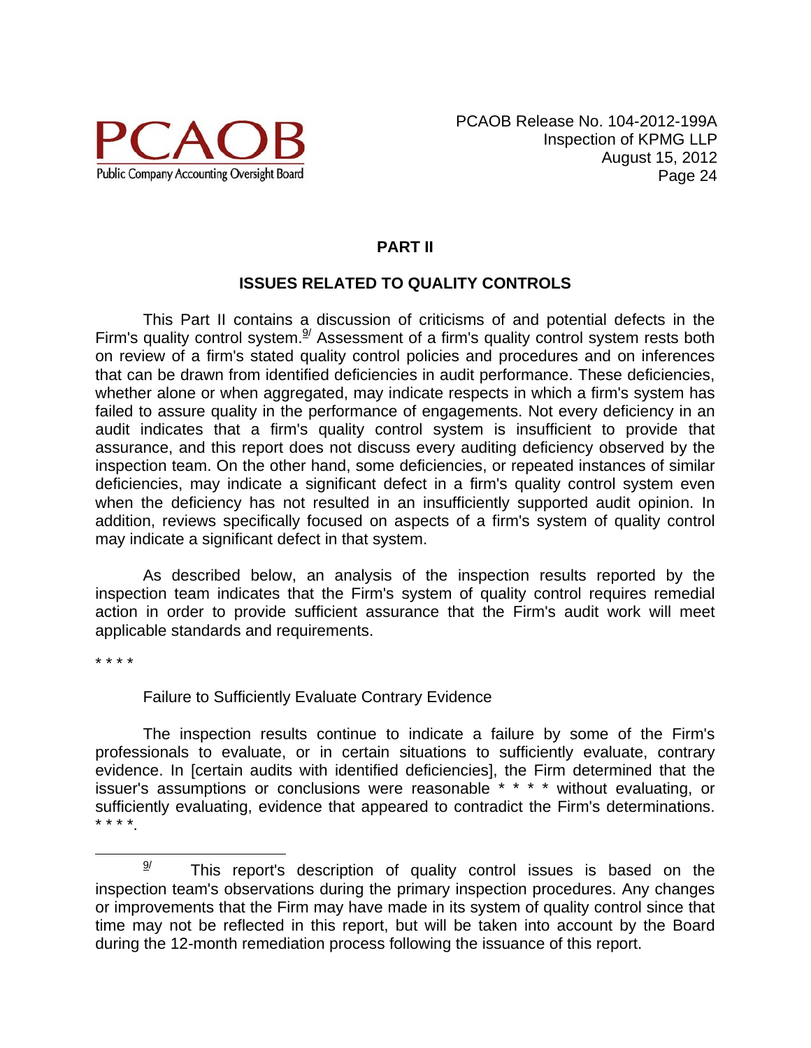## PART II

## ISSUES RELATED TO QUALITY CONTROLS

This Part II contains a discussion of criticisms of and potential defects in the Firm's quality control system.[9/] Assessment of a firm's quality control system rests both on review of a firm's stated quality control policies and procedures and on inferences that can be drawn from identified deficiencies in audit performance. These deficiencies, whether alone or when aggregated, may indicate respects in which a firm's system has failed to assure quality in the performance of engagements. Not every deficiency in an audit indicates that a firm's quality control system is insufficient to provide that assurance, and this report does not discuss every auditing deficiency observed by the inspection team. On the other hand, some deficiencies, or repeated instances of similar deficiencies, may indicate a significant defect in a firm's quality control system even when the deficiency has not resulted in an insufficiently supported audit opinion. In addition, reviews specifically focused on aspects of a firm's system of quality control may indicate a significant defect in that system.

As described below, an analysis of the inspection results reported by the inspection team indicates that the Firm's system of quality control requires remedial action in order to provide sufficient assurance that the Firm's audit work will meet applicable standards and requirements.

* * * *

Failure to Sufficiently Evaluate Contrary Evidence

The inspection results continue to indicate a failure by some of the Firm's professionals to evaluate, or in certain situations to sufficiently evaluate, contrary evidence. In [certain audits with identified deficiencies], the Firm determined that the issuer's assumptions or conclusions were reasonable * * * * without evaluating, or sufficiently evaluating, evidence that appeared to contradict the Firm's determinations. * * * *.

---

[9/] This report's description of quality control issues is based on the inspection team's observations during the primary inspection procedures. Any changes or improvements that the Firm may have made in its system of quality control since that time may not be reflected in this report, but will be taken into account by the Board during the 12-month remediation process following the issuance of this report.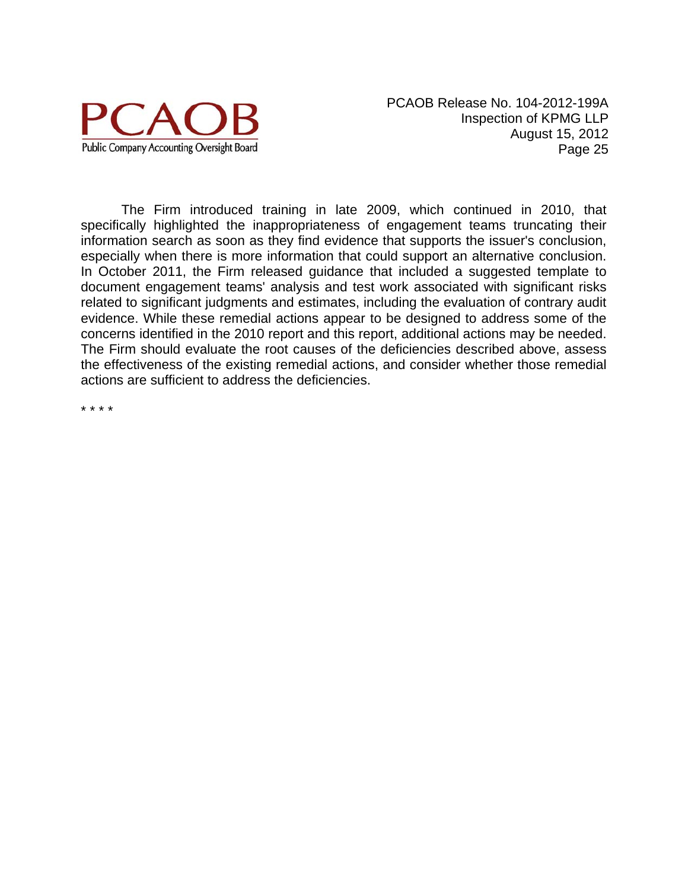The Firm introduced training in late 2009, which continued in 2010, that specifically highlighted the inappropriateness of engagement teams truncating their information search as soon as they find evidence that supports the issuer's conclusion, especially when there is more information that could support an alternative conclusion. In October 2011, the Firm released guidance that included a suggested template to document engagement teams' analysis and test work associated with significant risks related to significant judgments and estimates, including the evaluation of contrary audit evidence. While these remedial actions appear to be designed to address some of the concerns identified in the 2010 report and this report, additional actions may be needed. The Firm should evaluate the root causes of the deficiencies described above, assess the effectiveness of the existing remedial actions, and consider whether those remedial actions are sufficient to address the deficiencies.

* * * *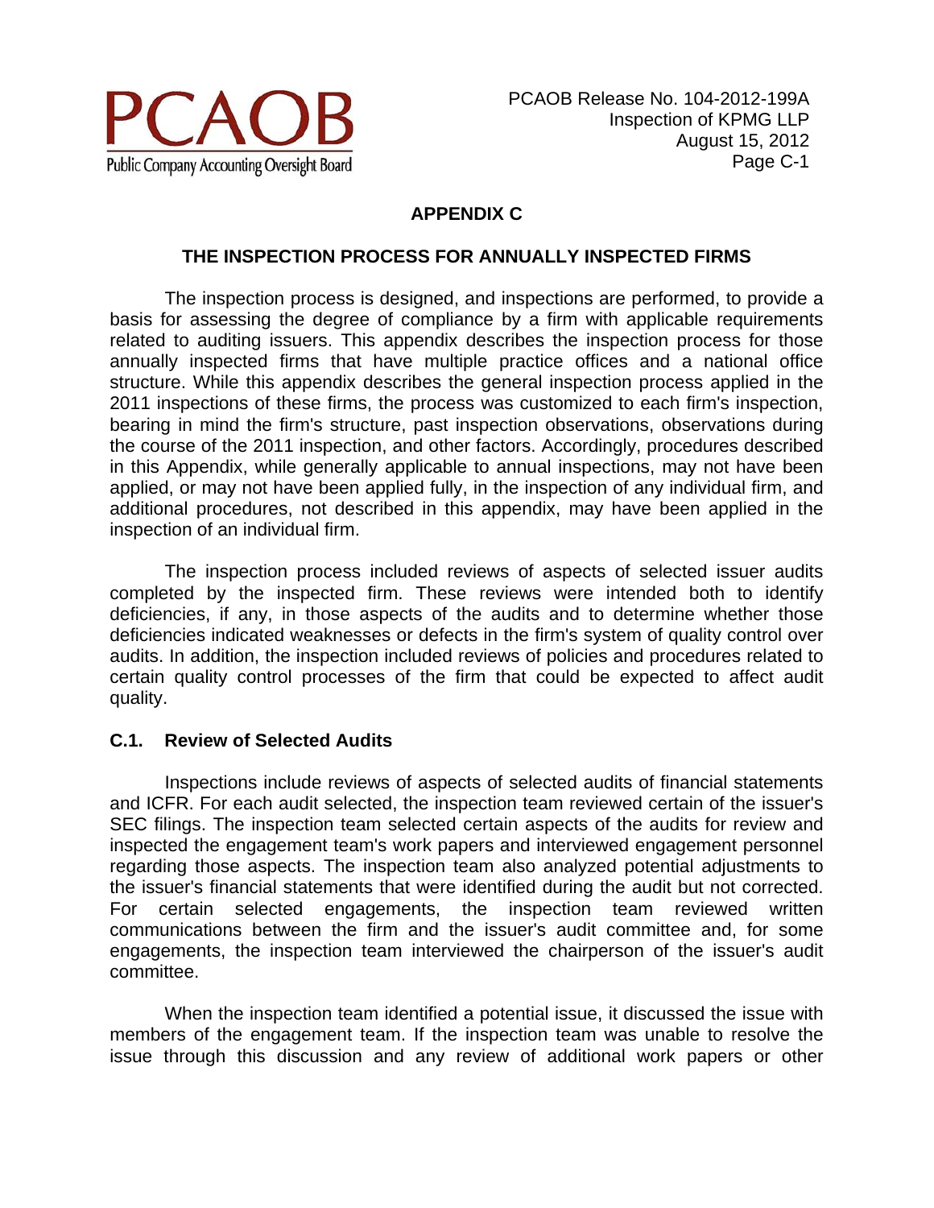## APPENDIX C

## THE INSPECTION PROCESS FOR ANNUALLY INSPECTED FIRMS

The inspection process is designed, and inspections are performed, to provide a basis for assessing the degree of compliance by a firm with applicable requirements related to auditing issuers. This appendix describes the inspection process for those annually inspected firms that have multiple practice offices and a national office structure. While this appendix describes the general inspection process applied in the 2011 inspections of these firms, the process was customized to each firm's inspection, bearing in mind the firm's structure, past inspection observations, observations during the course of the 2011 inspection, and other factors. Accordingly, procedures described in this Appendix, while generally applicable to annual inspections, may not have been applied, or may not have been applied fully, in the inspection of any individual firm, and additional procedures, not described in this appendix, may have been applied in the inspection of an individual firm.

The inspection process included reviews of aspects of selected issuer audits completed by the inspected firm. These reviews were intended both to identify deficiencies, if any, in those aspects of the audits and to determine whether those deficiencies indicated weaknesses or defects in the firm's system of quality control over audits. In addition, the inspection included reviews of policies and procedures related to certain quality control processes of the firm that could be expected to affect audit quality.

### C.1. Review of Selected Audits

Inspections include reviews of aspects of selected audits of financial statements and ICFR. For each audit selected, the inspection team reviewed certain of the issuer's SEC filings. The inspection team selected certain aspects of the audits for review and inspected the engagement team's work papers and interviewed engagement personnel regarding those aspects. The inspection team also analyzed potential adjustments to the issuer's financial statements that were identified during the audit but not corrected. For certain selected engagements, the inspection team reviewed written communications between the firm and the issuer's audit committee and, for some engagements, the inspection team interviewed the chairperson of the issuer's audit committee.

When the inspection team identified a potential issue, it discussed the issue with members of the engagement team. If the inspection team was unable to resolve the issue through this discussion and any review of additional work papers or other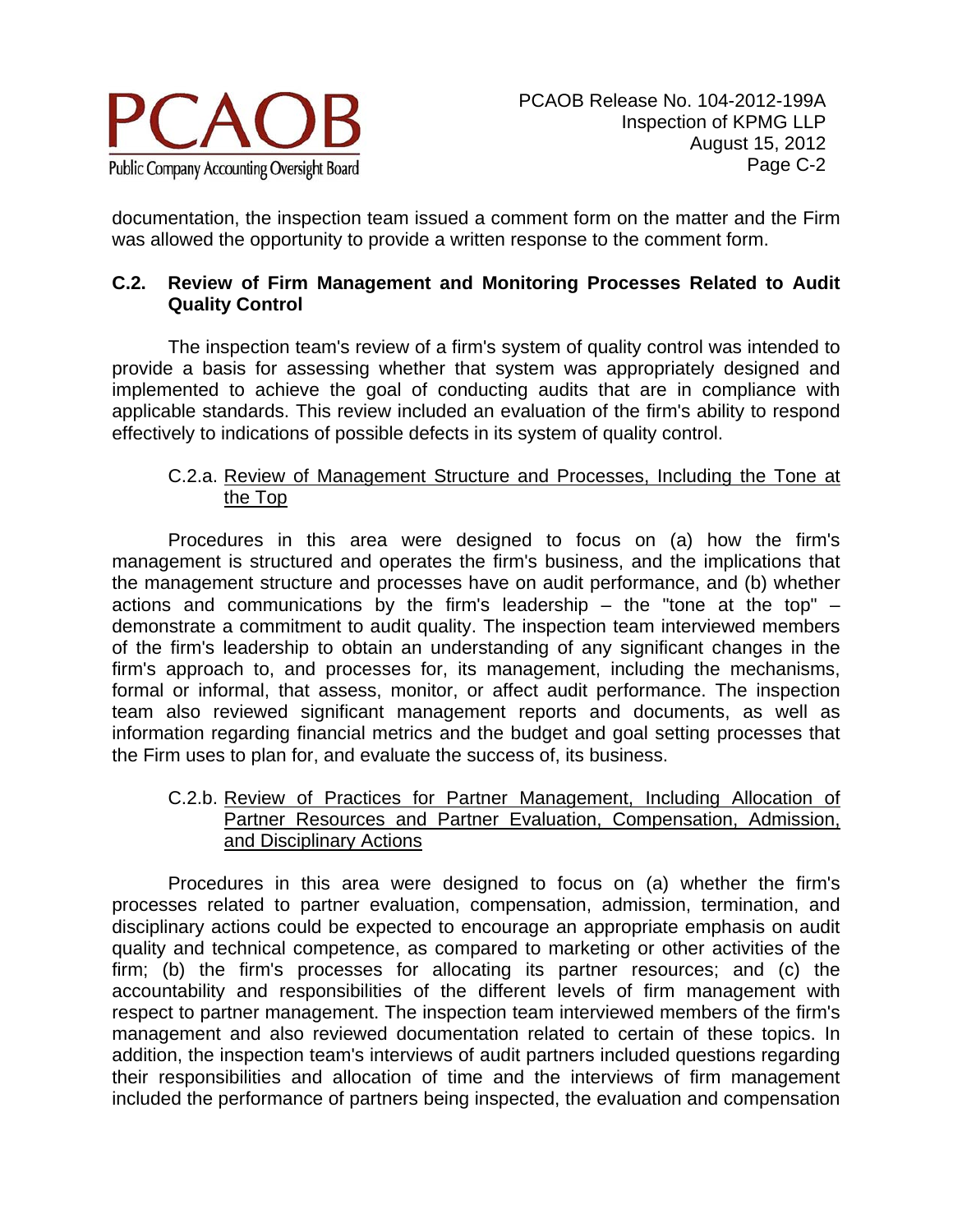documentation, the inspection team issued a comment form on the matter and the Firm was allowed the opportunity to provide a written response to the comment form.

## C.2. Review of Firm Management and Monitoring Processes Related to Audit Quality Control

The inspection team's review of a firm's system of quality control was intended to provide a basis for assessing whether that system was appropriately designed and implemented to achieve the goal of conducting audits that are in compliance with applicable standards. This review included an evaluation of the firm's ability to respond effectively to indications of possible defects in its system of quality control.

### C.2.a. Review of Management Structure and Processes, Including the Tone at the Top

Procedures in this area were designed to focus on (a) how the firm's management is structured and operates the firm's business, and the implications that the management structure and processes have on audit performance, and (b) whether actions and communications by the firm's leadership – the "tone at the top" – demonstrate a commitment to audit quality. The inspection team interviewed members of the firm's leadership to obtain an understanding of any significant changes in the firm's approach to, and processes for, its management, including the mechanisms, formal or informal, that assess, monitor, or affect audit performance. The inspection team also reviewed significant management reports and documents, as well as information regarding financial metrics and the budget and goal setting processes that the Firm uses to plan for, and evaluate the success of, its business.

### C.2.b. Review of Practices for Partner Management, Including Allocation of Partner Resources and Partner Evaluation, Compensation, Admission, and Disciplinary Actions

Procedures in this area were designed to focus on (a) whether the firm's processes related to partner evaluation, compensation, admission, termination, and disciplinary actions could be expected to encourage an appropriate emphasis on audit quality and technical competence, as compared to marketing or other activities of the firm; (b) the firm's processes for allocating its partner resources; and (c) the accountability and responsibilities of the different levels of firm management with respect to partner management. The inspection team interviewed members of the firm's management and also reviewed documentation related to certain of these topics. In addition, the inspection team's interviews of audit partners included questions regarding their responsibilities and allocation of time and the interviews of firm management included the performance of partners being inspected, the evaluation and compensation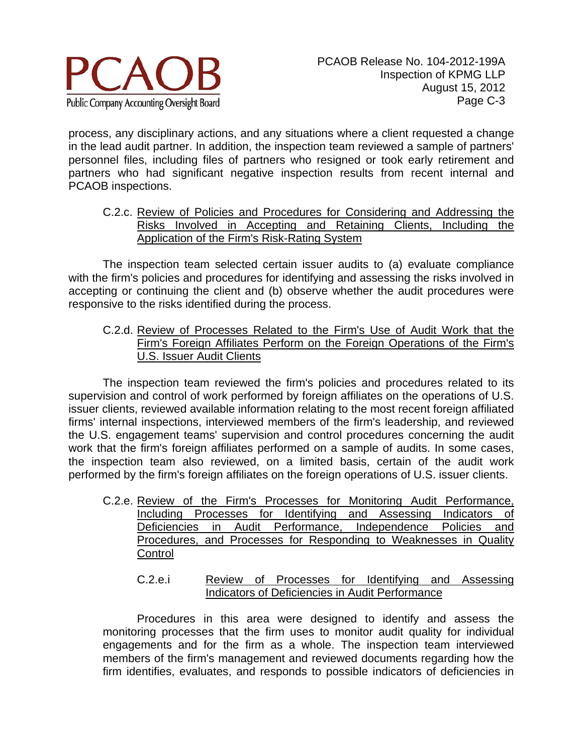process, any disciplinary actions, and any situations where a client requested a change in the lead audit partner. In addition, the inspection team reviewed a sample of partners' personnel files, including files of partners who resigned or took early retirement and partners who had significant negative inspection results from recent internal and PCAOB inspections.

#### C.2.c. Review of Policies and Procedures for Considering and Addressing the Risks Involved in Accepting and Retaining Clients, Including the Application of the Firm's Risk-Rating System

The inspection team selected certain issuer audits to (a) evaluate compliance with the firm's policies and procedures for identifying and assessing the risks involved in accepting or continuing the client and (b) observe whether the audit procedures were responsive to the risks identified during the process.

#### C.2.d. Review of Processes Related to the Firm's Use of Audit Work that the Firm's Foreign Affiliates Perform on the Foreign Operations of the Firm's U.S. Issuer Audit Clients

The inspection team reviewed the firm's policies and procedures related to its supervision and control of work performed by foreign affiliates on the operations of U.S. issuer clients, reviewed available information relating to the most recent foreign affiliated firms' internal inspections, interviewed members of the firm's leadership, and reviewed the U.S. engagement teams' supervision and control procedures concerning the audit work that the firm's foreign affiliates performed on a sample of audits. In some cases, the inspection team also reviewed, on a limited basis, certain of the audit work performed by the firm's foreign affiliates on the foreign operations of U.S. issuer clients.

#### C.2.e. Review of the Firm's Processes for Monitoring Audit Performance, Including Processes for Identifying and Assessing Indicators of Deficiencies in Audit Performance, Independence Policies and Procedures, and Processes for Responding to Weaknesses in Quality Control

##### C.2.e.i Review of Processes for Identifying and Assessing Indicators of Deficiencies in Audit Performance

Procedures in this area were designed to identify and assess the monitoring processes that the firm uses to monitor audit quality for individual engagements and for the firm as a whole. The inspection team interviewed members of the firm's management and reviewed documents regarding how the firm identifies, evaluates, and responds to possible indicators of deficiencies in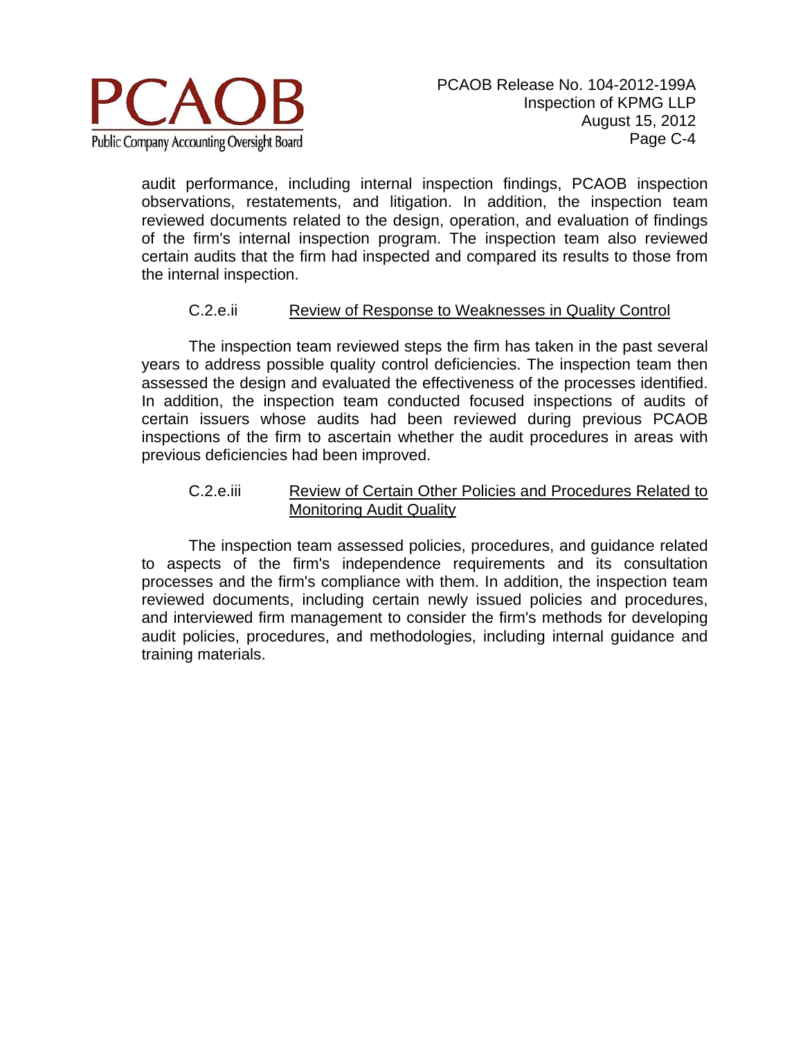audit performance, including internal inspection findings, PCAOB inspection observations, restatements, and litigation. In addition, the inspection team reviewed documents related to the design, operation, and evaluation of findings of the firm's internal inspection program. The inspection team also reviewed certain audits that the firm had inspected and compared its results to those from the internal inspection.

#### C.2.e.ii Review of Response to Weaknesses in Quality Control

The inspection team reviewed steps the firm has taken in the past several years to address possible quality control deficiencies. The inspection team then assessed the design and evaluated the effectiveness of the processes identified. In addition, the inspection team conducted focused inspections of audits of certain issuers whose audits had been reviewed during previous PCAOB inspections of the firm to ascertain whether the audit procedures in areas with previous deficiencies had been improved.

#### C.2.e.iii Review of Certain Other Policies and Procedures Related to Monitoring Audit Quality

The inspection team assessed policies, procedures, and guidance related to aspects of the firm's independence requirements and its consultation processes and the firm's compliance with them. In addition, the inspection team reviewed documents, including certain newly issued policies and procedures, and interviewed firm management to consider the firm's methods for developing audit policies, procedures, and methodologies, including internal guidance and training materials.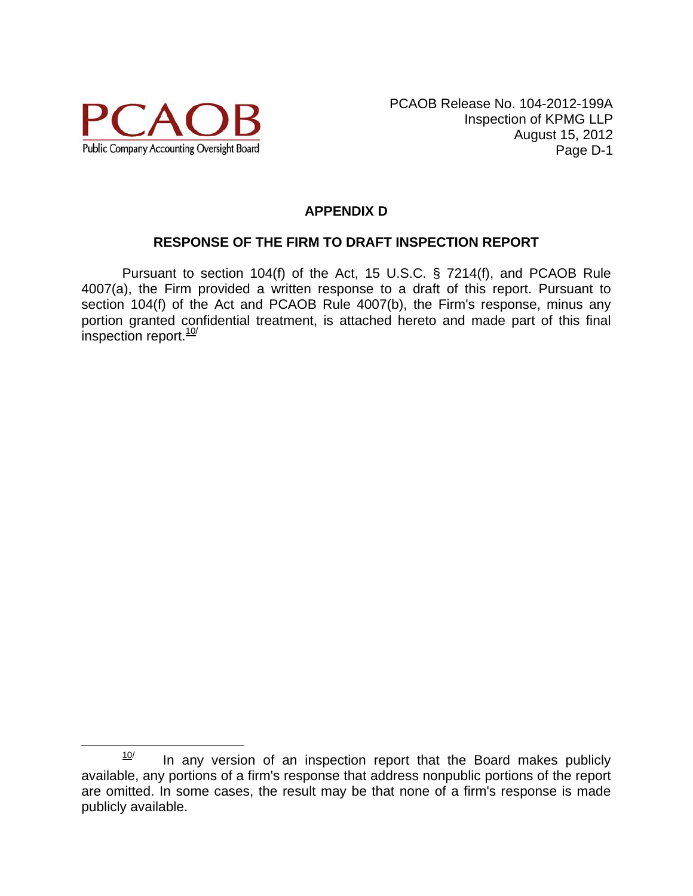## APPENDIX D

## RESPONSE OF THE FIRM TO DRAFT INSPECTION REPORT

Pursuant to section 104(f) of the Act, 15 U.S.C. § 7214(f), and PCAOB Rule 4007(a), the Firm provided a written response to a draft of this report. Pursuant to section 104(f) of the Act and PCAOB Rule 4007(b), the Firm's response, minus any portion granted confidential treatment, is attached hereto and made part of this final inspection report.[10/]

---

[10/] In any version of an inspection report that the Board makes publicly available, any portions of a firm's response that address nonpublic portions of the report are omitted. In some cases, the result may be that none of a firm's response is made publicly available.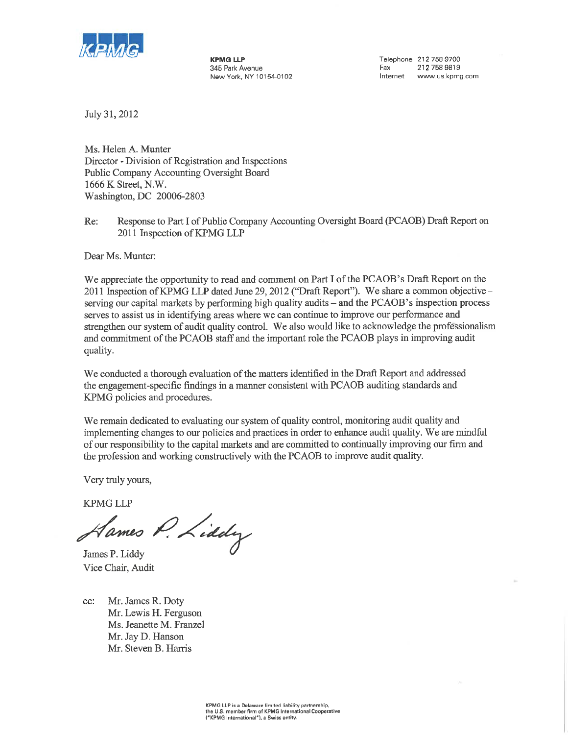KPMG

**KPMG LLP**
345 Park Avenue
New York, NY 10154-0102

Telephone 212 758 9700
Fax 212 758 9819
Internet www.us.kpmg.com

July 31, 2012

Ms. Helen A. Munter
Director - Division of Registration and Inspections
Public Company Accounting Oversight Board
1666 K Street, N.W.
Washington, DC 20006-2803

Re: Response to Part I of Public Company Accounting Oversight Board (PCAOB) Draft Report on 2011 Inspection of KPMG LLP

Dear Ms. Munter:

We appreciate the opportunity to read and comment on Part I of the PCAOB's Draft Report on the 2011 Inspection of KPMG LLP dated June 29, 2012 ("Draft Report"). We share a common objective – serving our capital markets by performing high quality audits – and the PCAOB's inspection process serves to assist us in identifying areas where we can continue to improve our performance and strengthen our system of audit quality control. We also would like to acknowledge the professionalism and commitment of the PCAOB staff and the important role the PCAOB plays in improving audit quality.

We conducted a thorough evaluation of the matters identified in the Draft Report and addressed the engagement-specific findings in a manner consistent with PCAOB auditing standards and KPMG policies and procedures.

We remain dedicated to evaluating our system of quality control, monitoring audit quality and implementing changes to our policies and practices in order to enhance audit quality. We are mindful of our responsibility to the capital markets and are committed to continually improving our firm and the profession and working constructively with the PCAOB to improve audit quality.

Very truly yours,

KPMG LLP

James P. Liddy

James P. Liddy
Vice Chair, Audit

cc: Mr. James R. Doty
Mr. Lewis H. Ferguson
Ms. Jeanette M. Franzel
Mr. Jay D. Hanson
Mr. Steven B. Harris

KPMG LLP is a Delaware limited liability partnership, the U.S. member firm of KPMG International Cooperative ("KPMG International"), a Swiss entity.